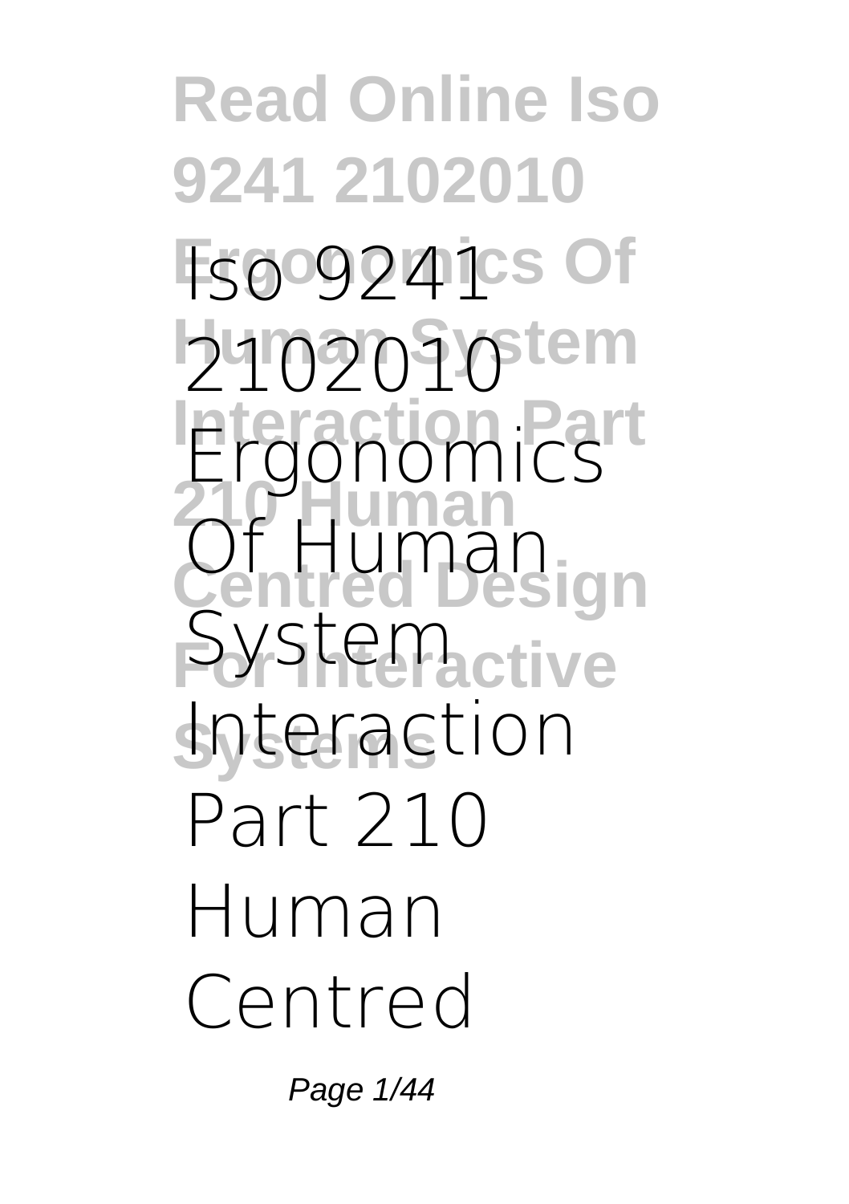# Read Online Iso 9241 2102010 Ergonomics Of Human System Interaction Part 210 Human Centred Design For Interactive Systems

**Iso 9241 2102010 Ergonomics Of Human System Interaction Part 210 Human Centred**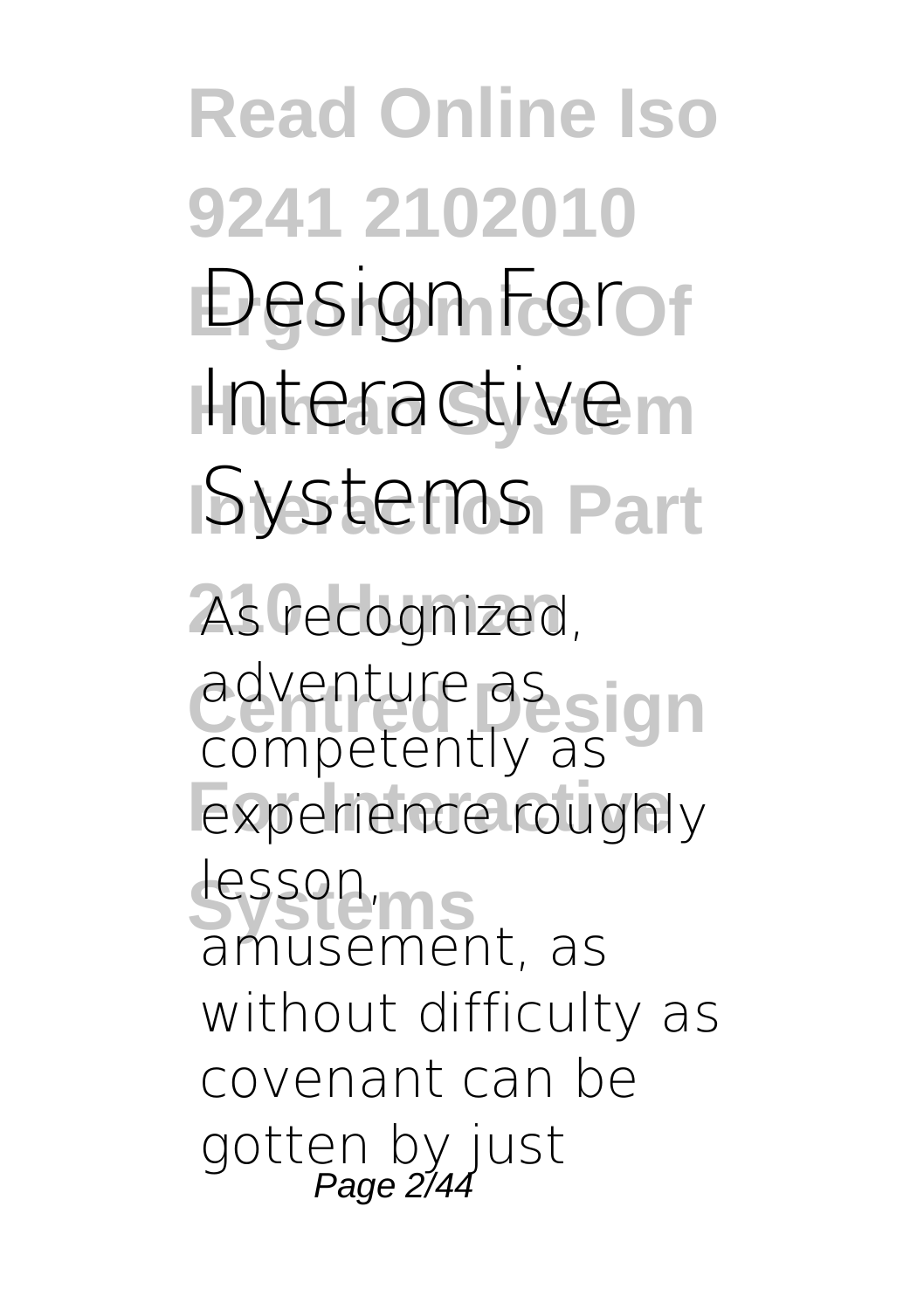# Read Online Iso 9241 2102010 Design For Interactive Systems

As recognized, adventure as competently as experience roughly lesson, amusement, as without difficulty as covenant can be gotten by just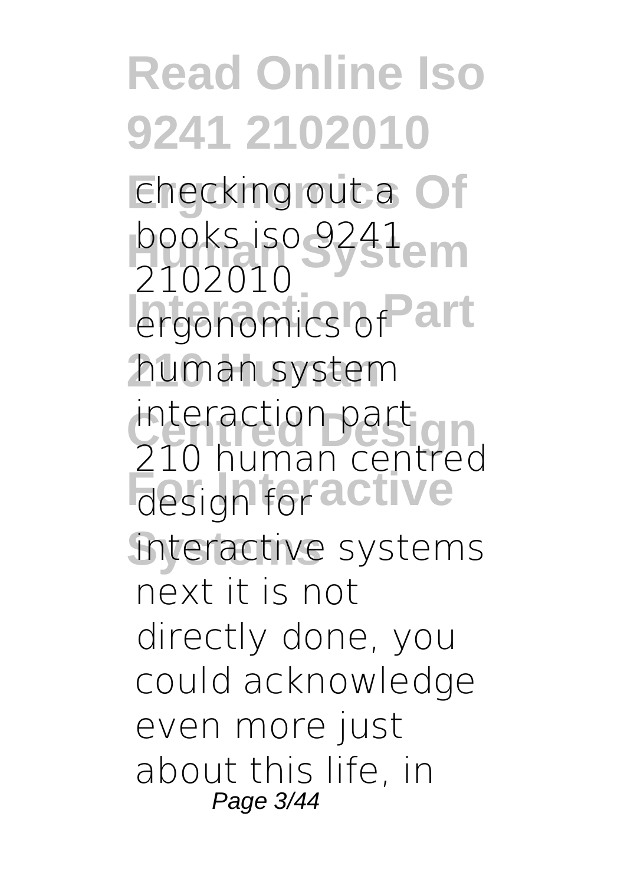checking out a books iso 9241 2102010 ergonomics of human system interaction part 210 human centred design for interactive systems next it is not directly done, you could acknowledge even more just about this life, in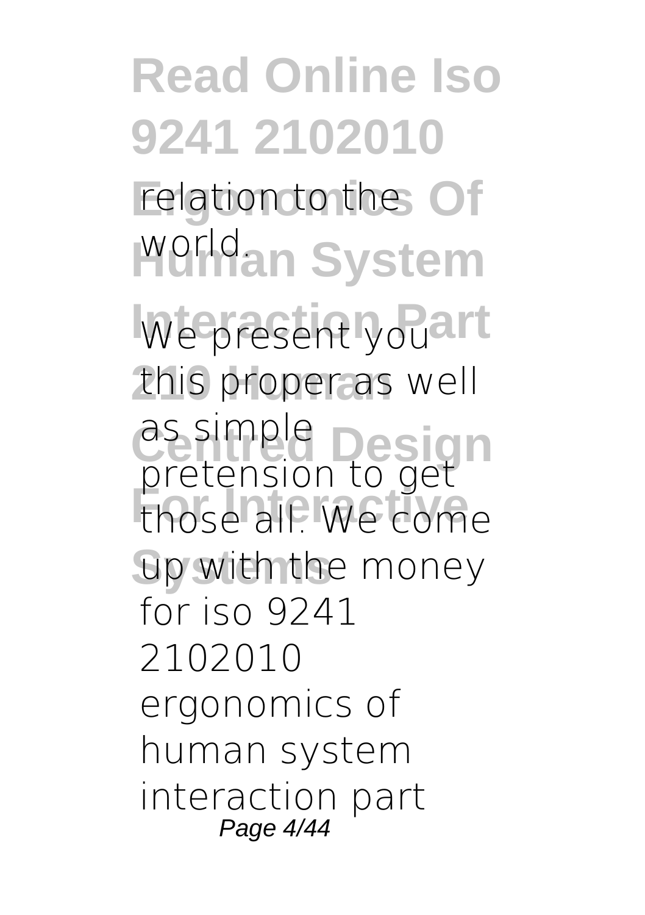relation to the world.

We present you this proper as well as simple pretension to get those all. We come up with the money for iso 9241 2102010 ergonomics of human system interaction part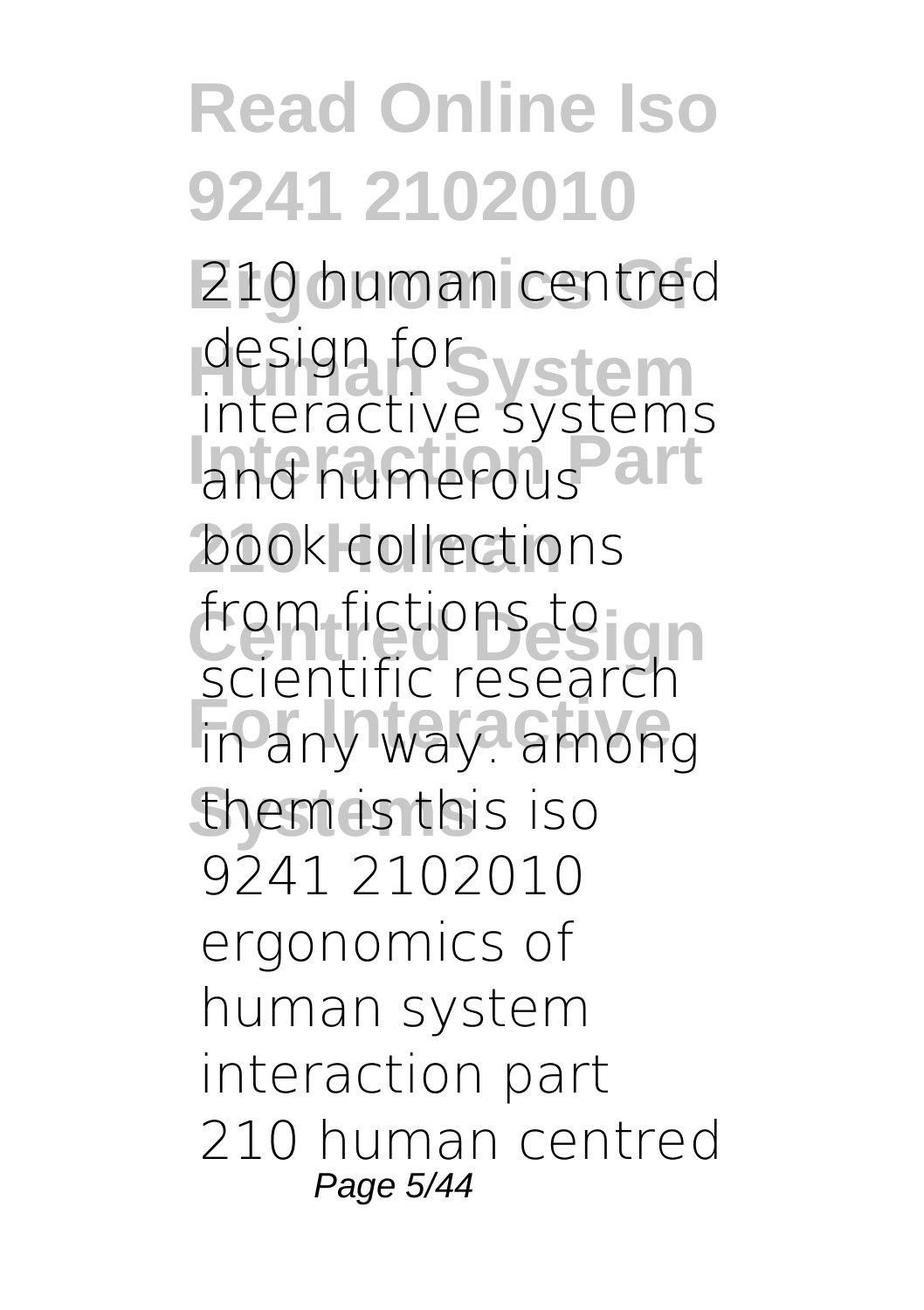210 human centred design for interactive systems and numerous book collections from fictions to scientific research in any way. among them is this iso 9241 2102010 ergonomics of human system interaction part 210 human centred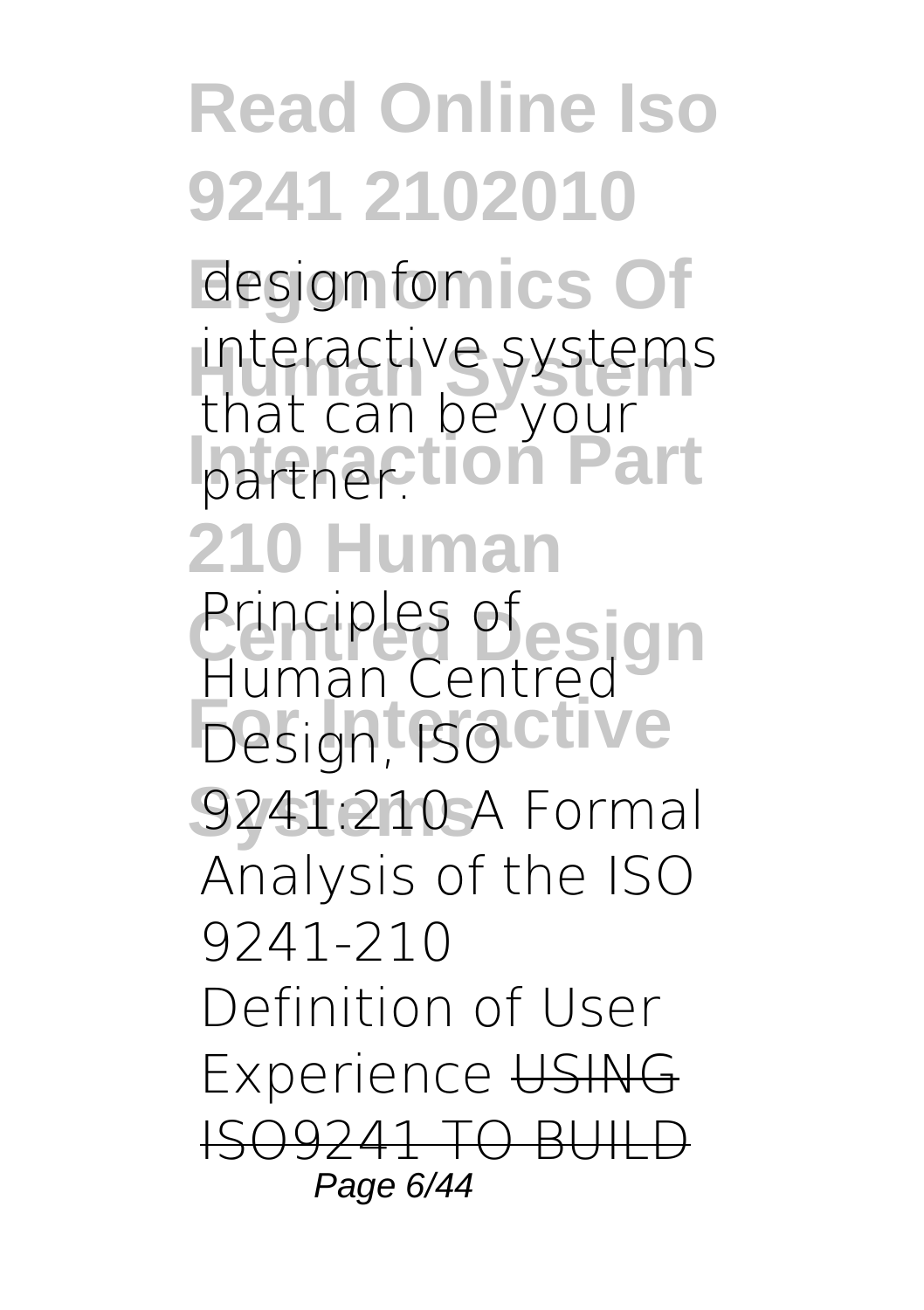design for interactive systems that can be your partner.

Principles of Human Centred Design, ISO 9241:210 A Formal Analysis of the ISO 9241-210 Definition of User Experience ~~USING ISO9241 TO BUILD~~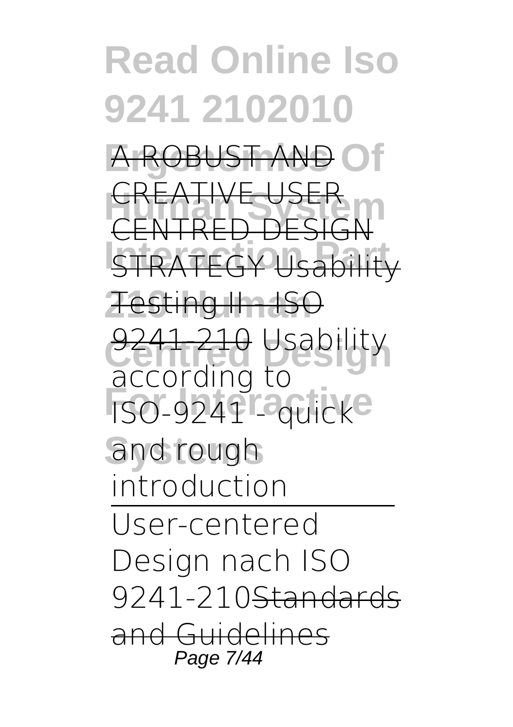A ROBUST AND CREATIVE USER CENTRED DESIGN STRATEGY Usability Testing II - ISO 9241-210 Usability according to ISO-9241 - quick and rough introduction

User-centered Design nach ISO 9241-210 Standards and Guidelines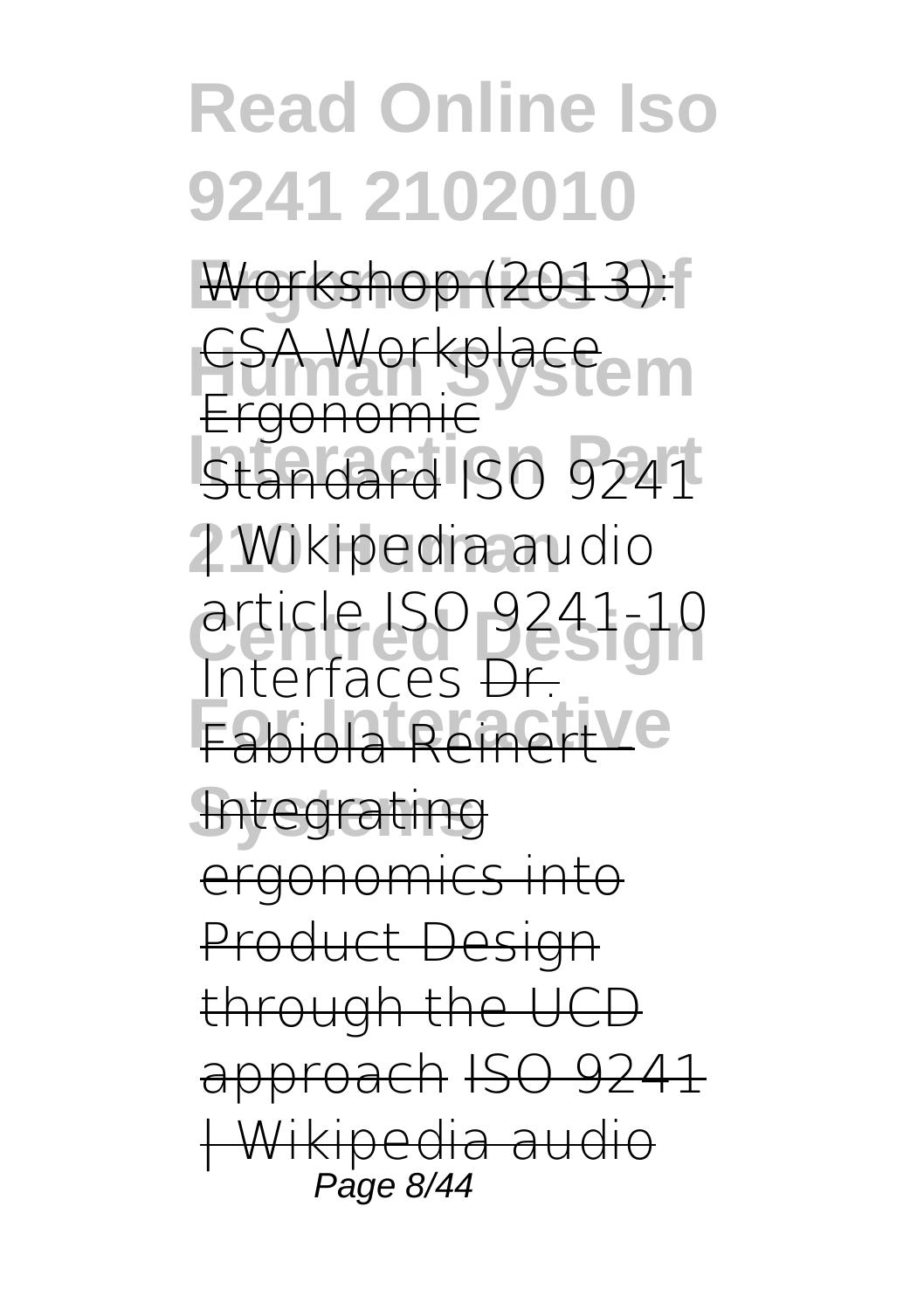Workshop (2013): CSA Workplace Ergonomic Standard ISO 9241 | Wikipedia audio article ISO 9241-10 Interfaces Dr. Fabiola Reinert - Integrating ergonomics into Product Design through the UCD approach ISO 9241 | Wikipedia audio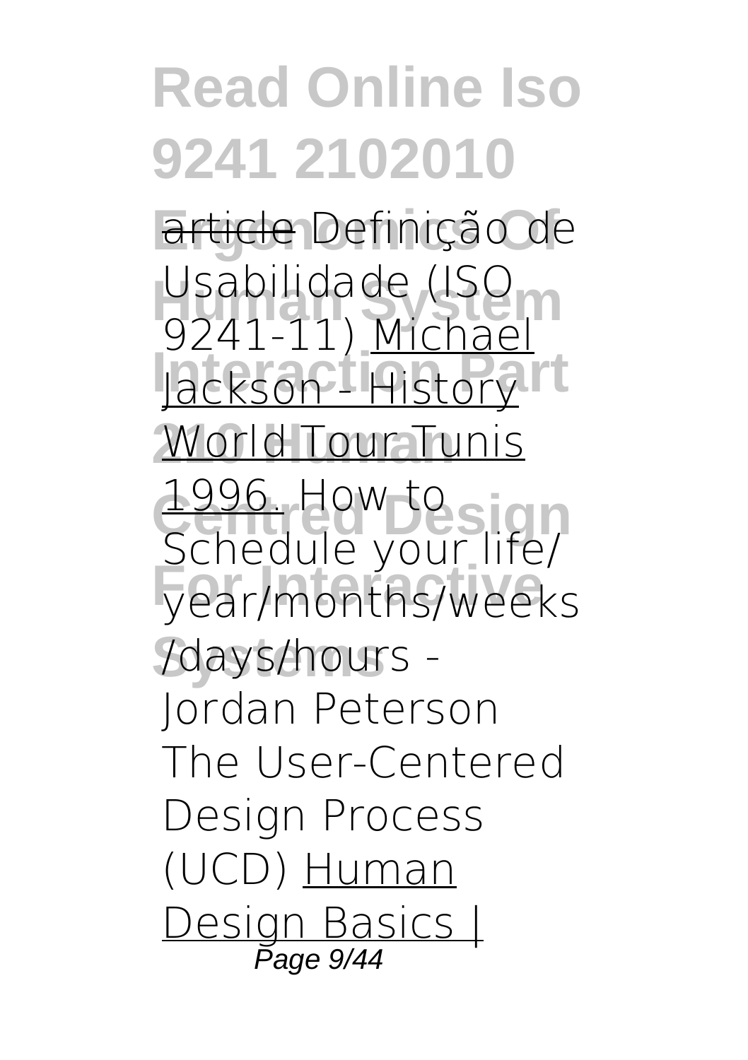article *Definição de Usabilidade (ISO 9241-11)* Michael Jackson - History World Tour Tunis 1996. *How to Schedule your life/ year/months/weeks /days/hours - Jordan Peterson* *The User-Centered Design Process (UCD)* Human Design Basics |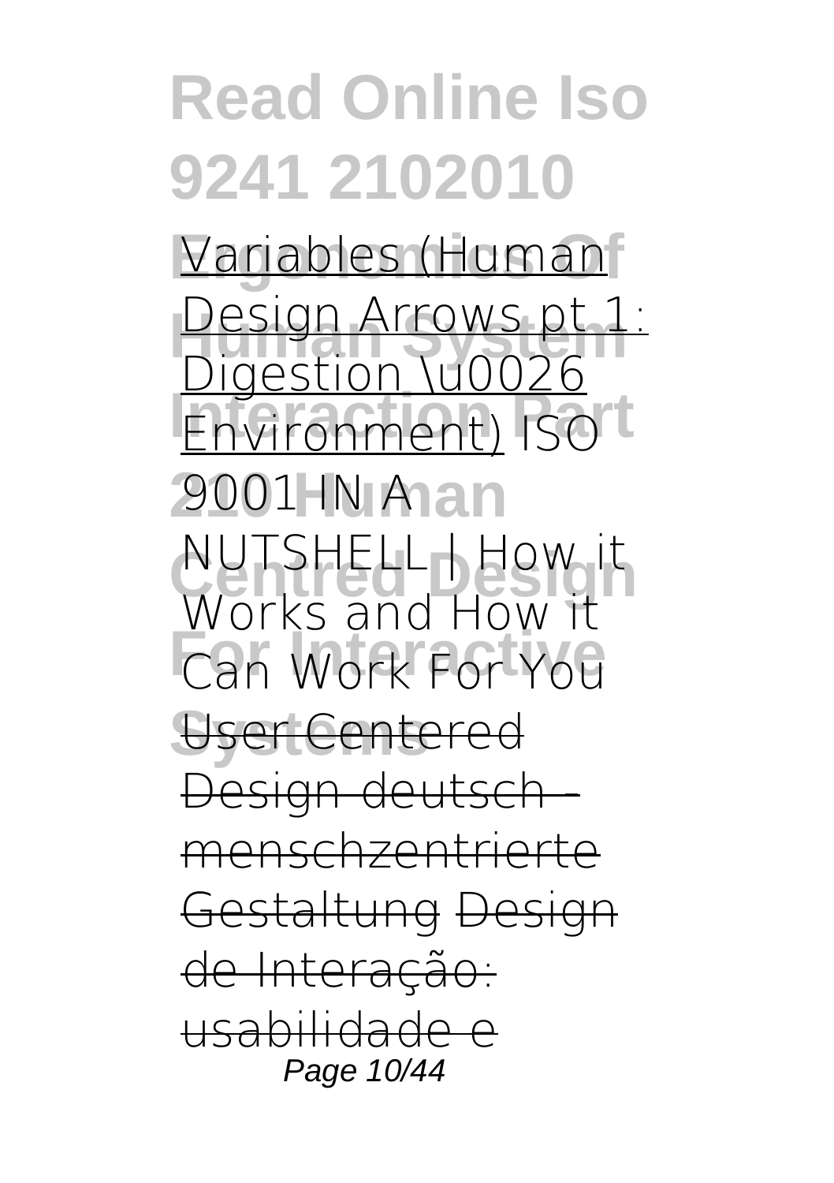Variables (Human Design Arrows pt 1: Digestion \u0026 Environment) ISO 9001 IN A NUTSHELL | How it Works and How it Can Work For You ~~User Centered Design deutsch - menschzentrierte Gestaltung~~ ~~Design de Interação: usabilidade e~~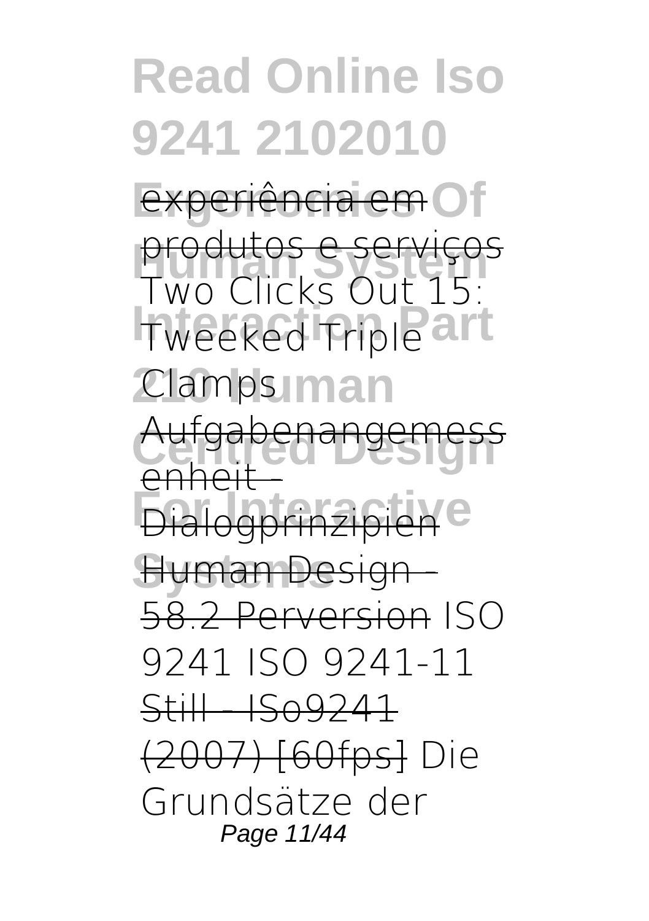~~experiência em produtos e serviços~~ Two Clicks Out 15: Tweeked Triple Clamps ~~Aufgabenangemessenheit - Dialogprinzipien~~ ~~Human Design - 58.2 Perversion~~ ISO 9241 ISO 9241-11 ~~Still - ISo9241 (2007) [60fps]~~ Die Grundsätze der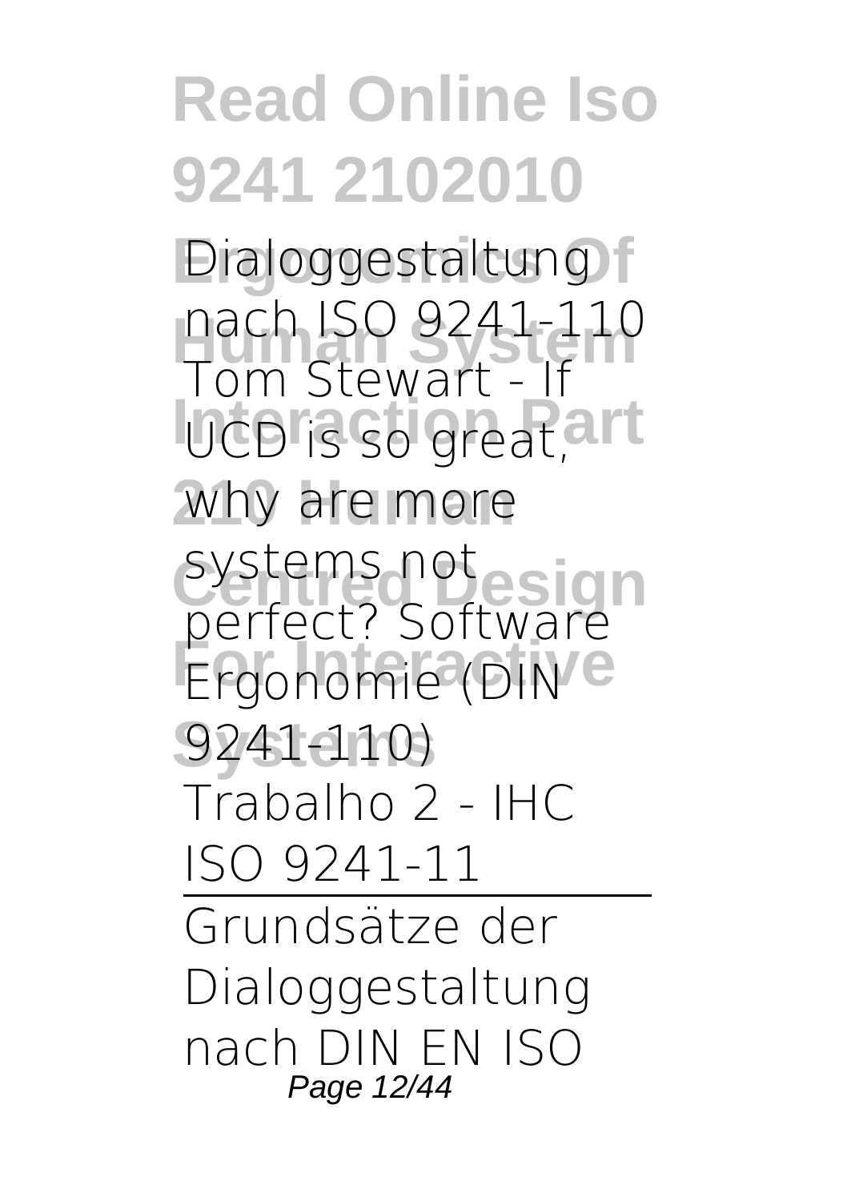Dialoggestaltung nach ISO 9241-110 Tom Stewart - If UCD is so great, why are more systems not perfect? Software Ergonomie (DIN 9241-110)

Trabalho 2 - IHC ISO 9241-11

---

Grundsätze der Dialoggestaltung nach DIN EN ISO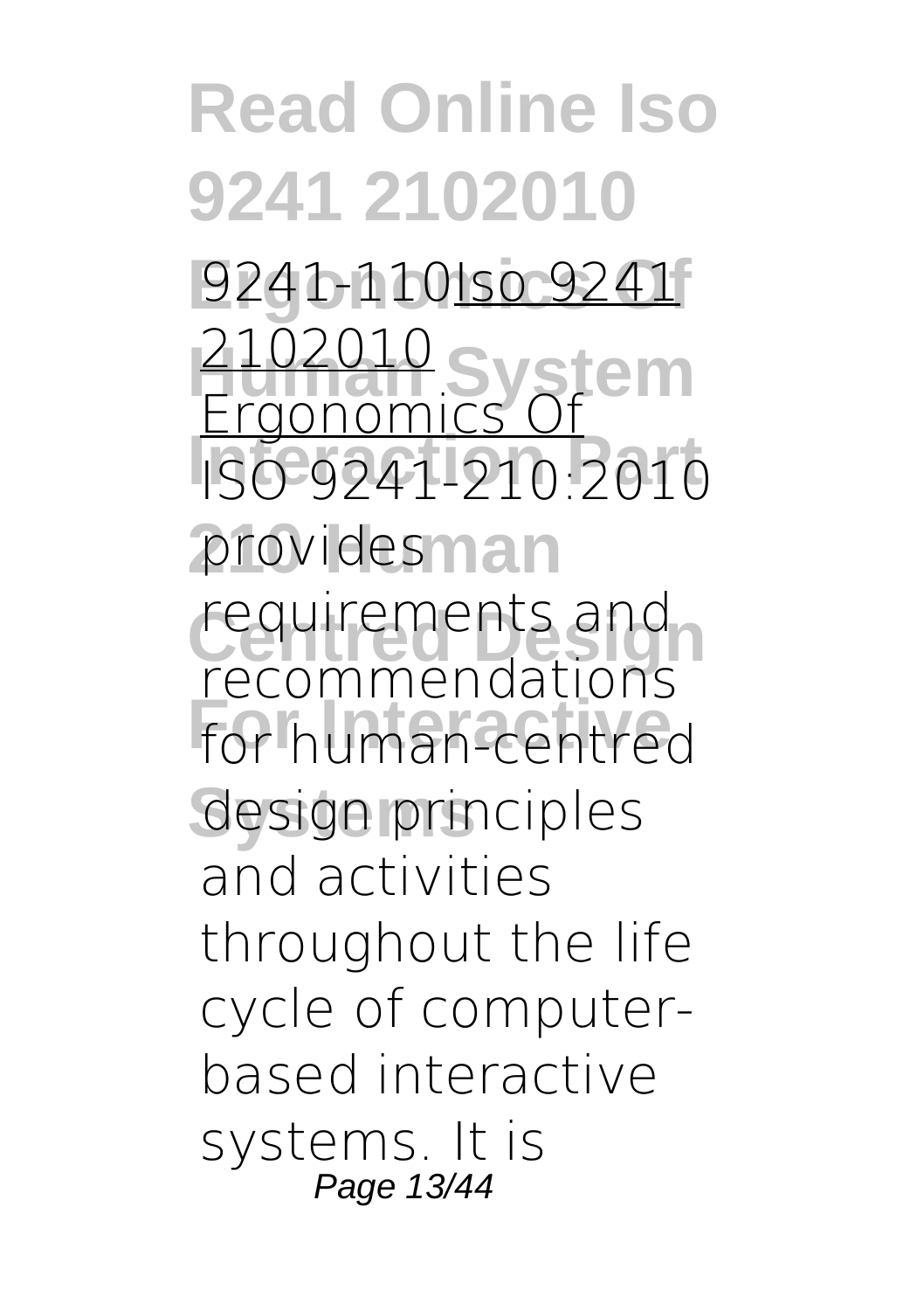9241-110Iso 9241 2102010 Ergonomics Of ISO 9241-210:2010 provides requirements and recommendations for human-centred design principles and activities throughout the life cycle of computer-based interactive systems. It is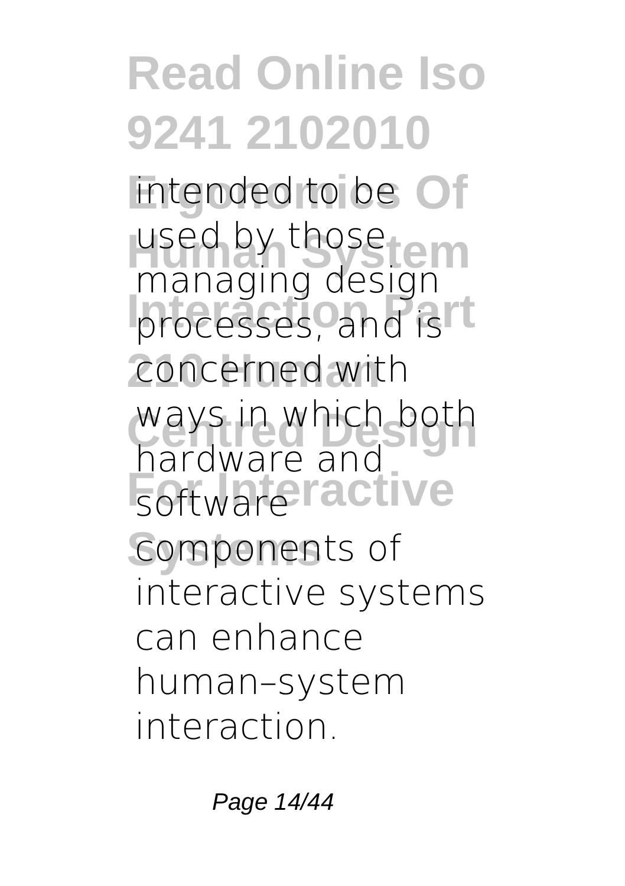intended to be used by those managing design processes, and is concerned with ways in which both hardware and software components of interactive systems can enhance human–system interaction.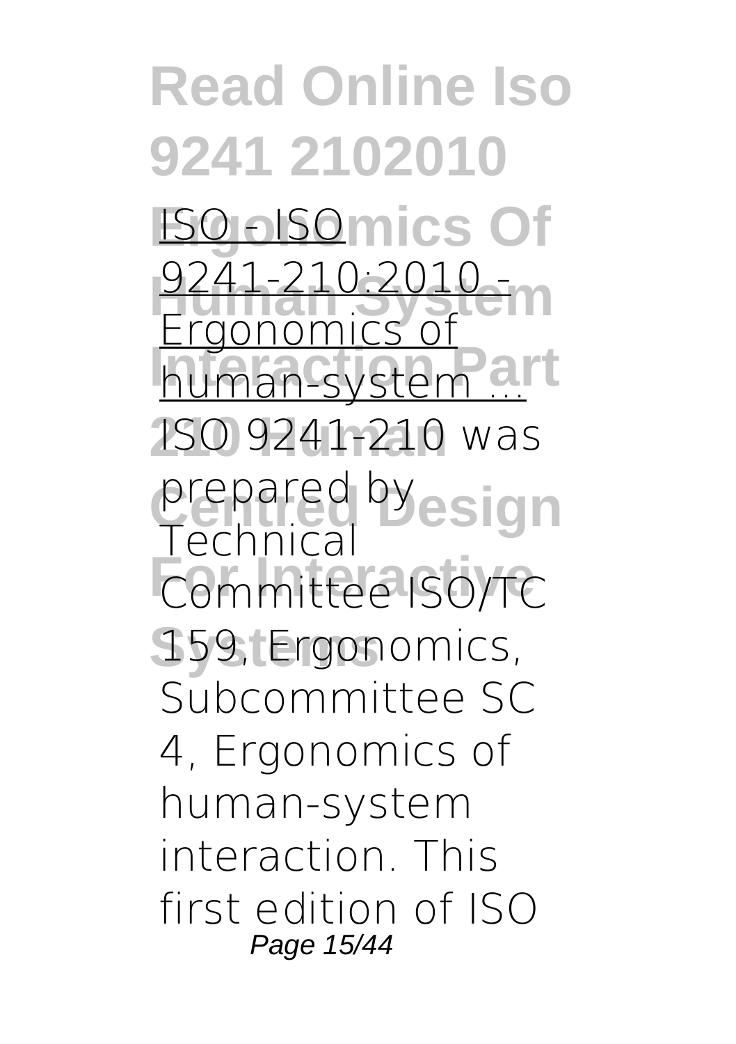ISO - ISO 9241-210:2010 - Ergonomics of human-system ...

ISO 9241-210 was prepared by Technical Committee ISO/TC 159, Ergonomics, Subcommittee SC 4, Ergonomics of human-system interaction. This first edition of ISO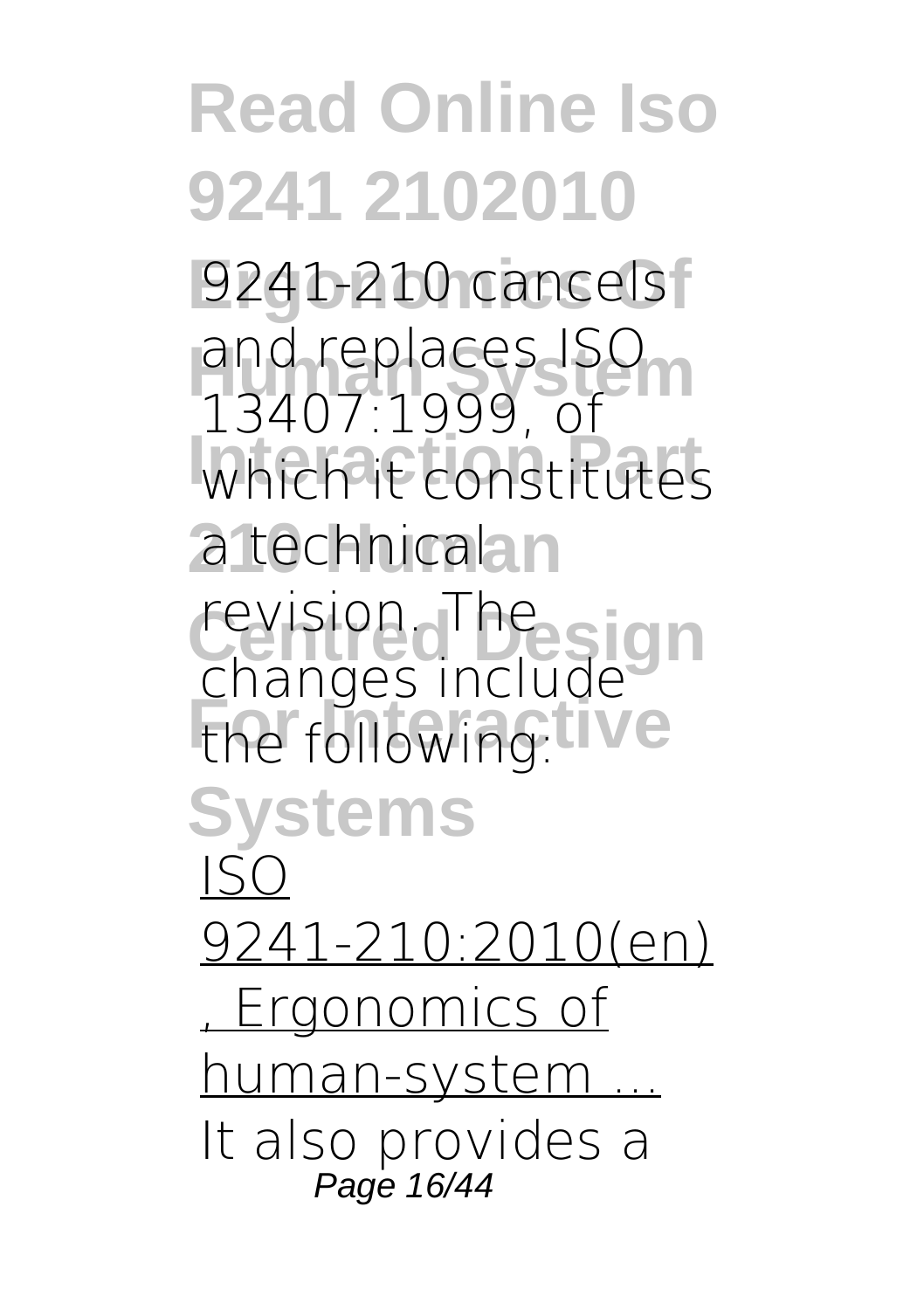9241-210 cancels and replaces ISO 13407:1999, of which it constitutes a technical revision. The changes include the following:

ISO 9241-210:2010(en), Ergonomics of human-system ...

It also provides a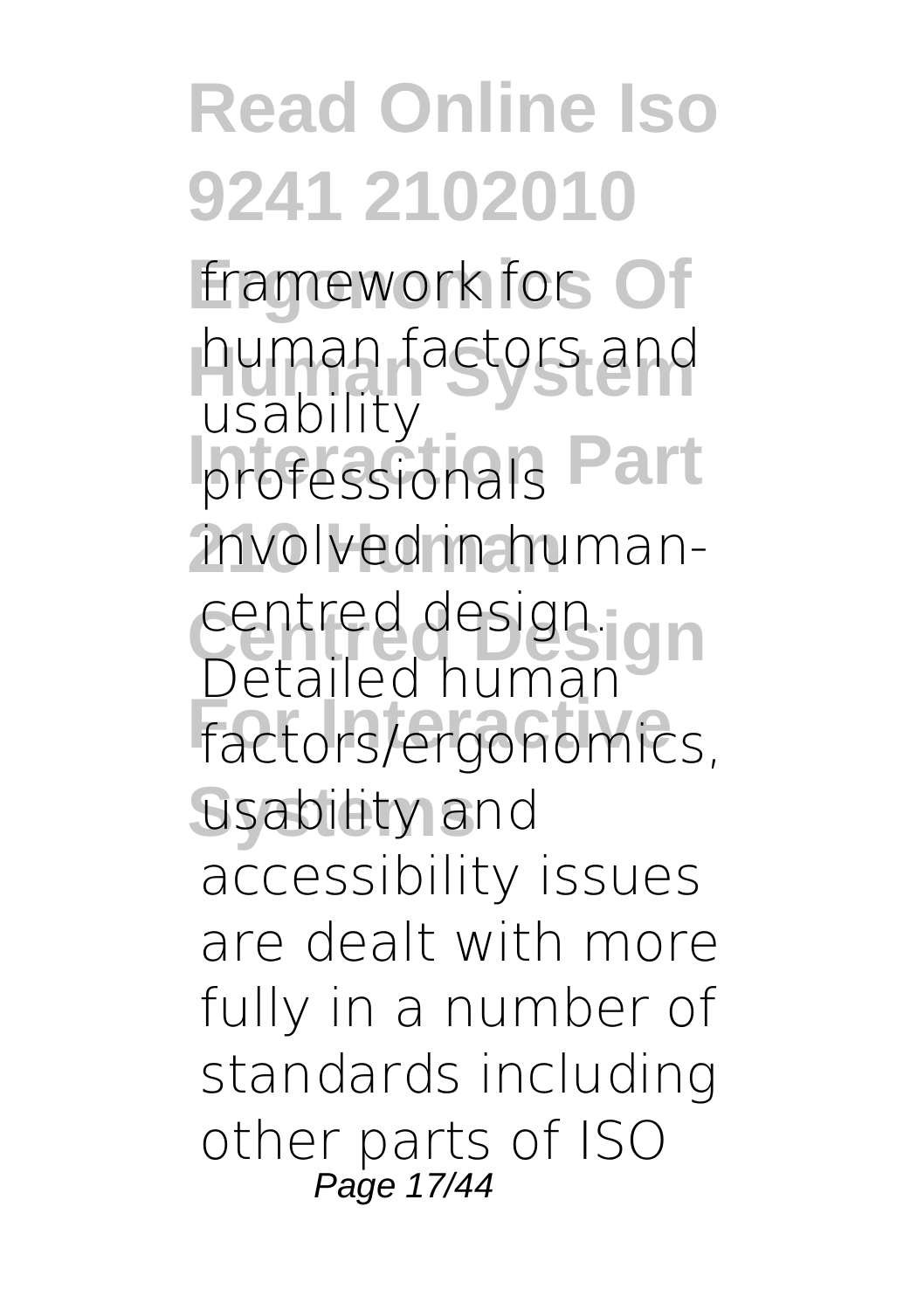framework for human factors and usability professionals involved in human-centred design. Detailed human factors/ergonomics, usability and accessibility issues are dealt with more fully in a number of standards including other parts of ISO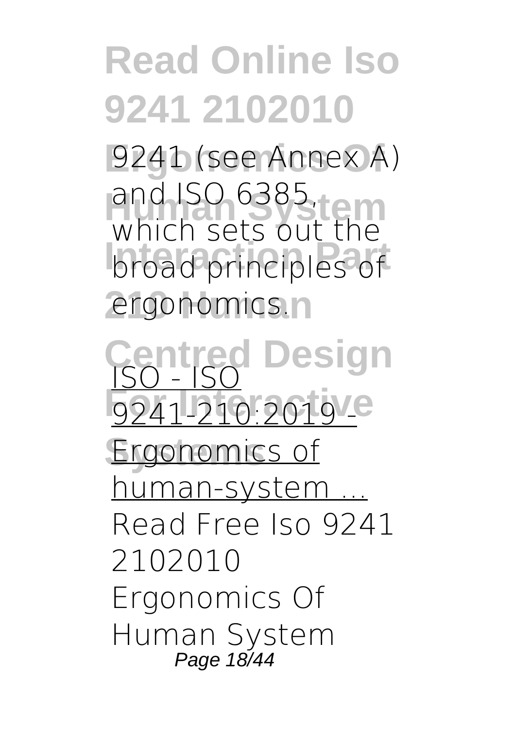9241 (see Annex A) and ISO 6385, which sets out the broad principles of ergonomics.

ISO - ISO 9241-210:2019 - Ergonomics of human-system ...

Read Free Iso 9241 2102010 Ergonomics Of Human System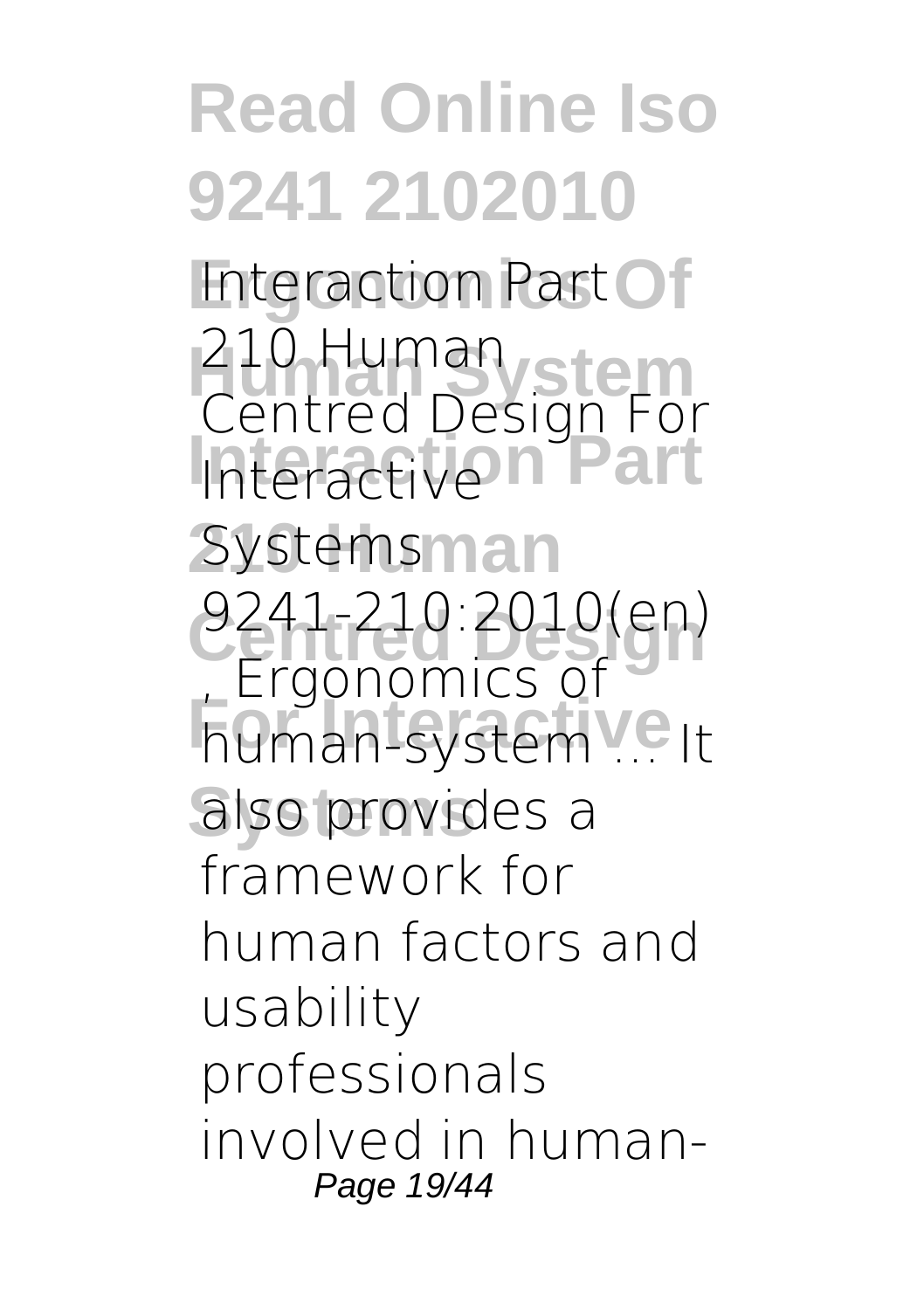Interaction Part 210 Human Centred Design For Interactive Systems 9241-210:2010(en) , Ergonomics of human-system ... It also provides a framework for human factors and usability professionals involved in human-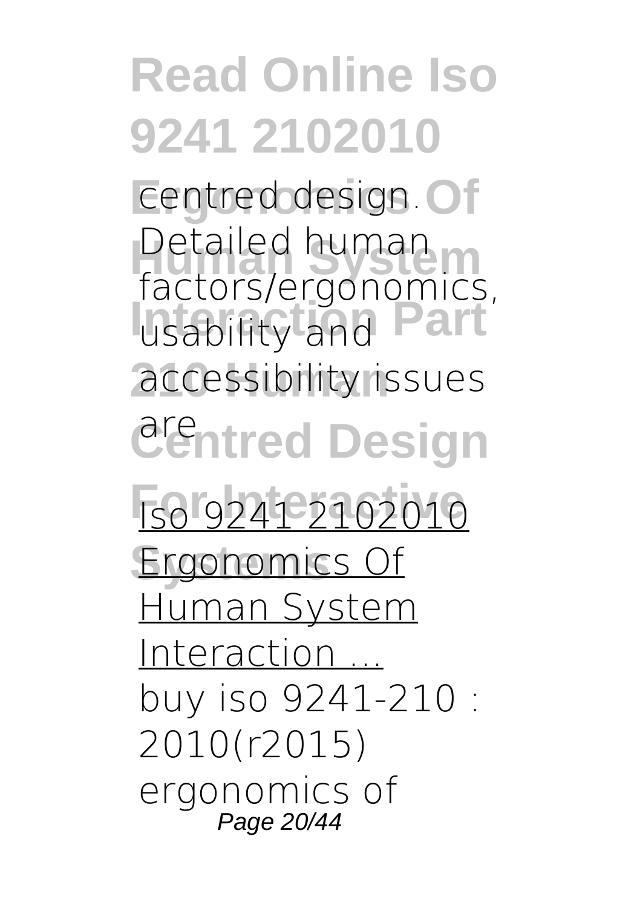centred design. Detailed human factors/ergonomics, usability and accessibility issues are

Iso 9241 2102010 Ergonomics Of Human System Interaction ...

buy iso 9241-210 : 2010(r2015) ergonomics of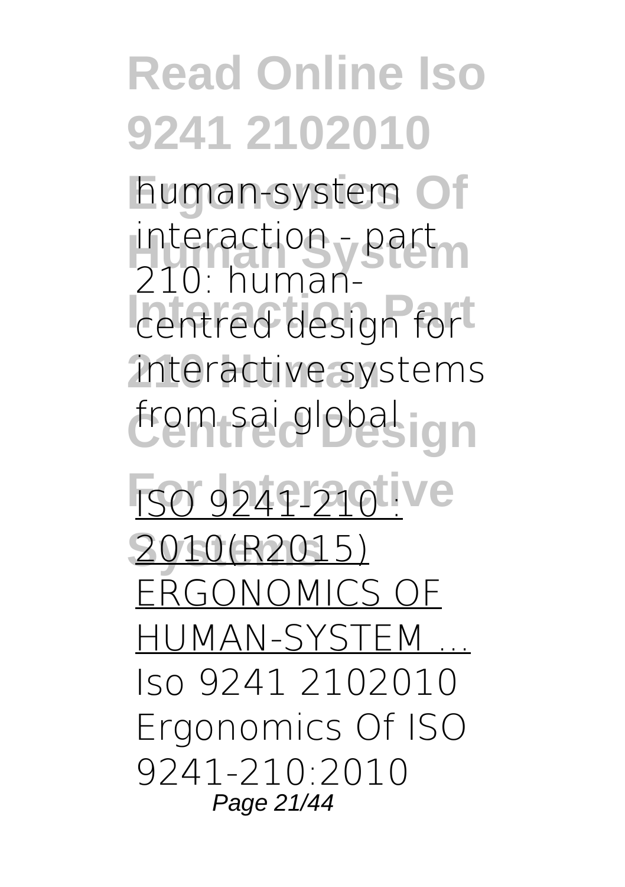human-system interaction - part 210: human-centred design for interactive systems from sai global

ISO 9241-210 : 2010(R2015) ERGONOMICS OF HUMAN-SYSTEM ...

Iso 9241 2102010 Ergonomics Of ISO 9241-210:2010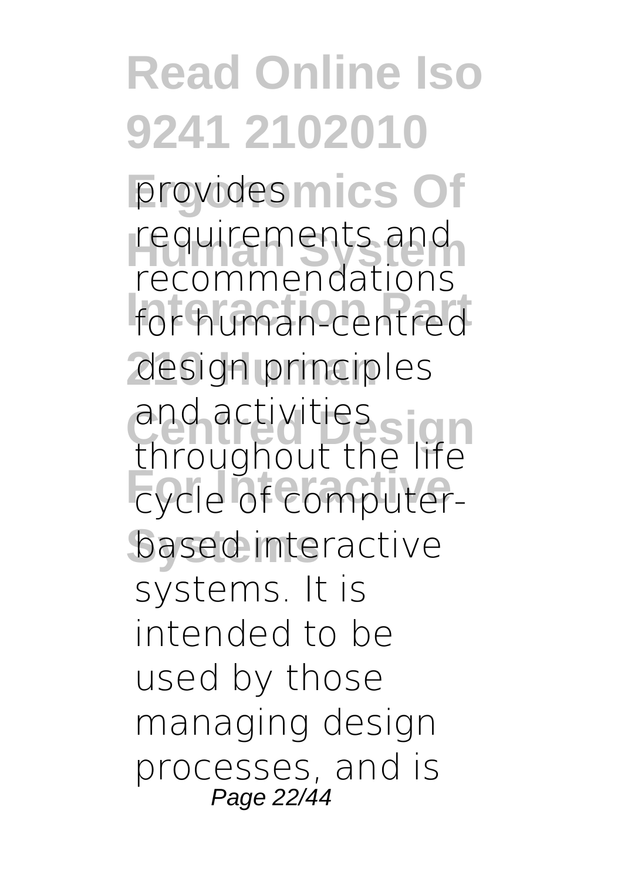provides requirements and recommendations for human-centred design principles and activities throughout the life cycle of computer-based interactive systems. It is intended to be used by those managing design processes, and is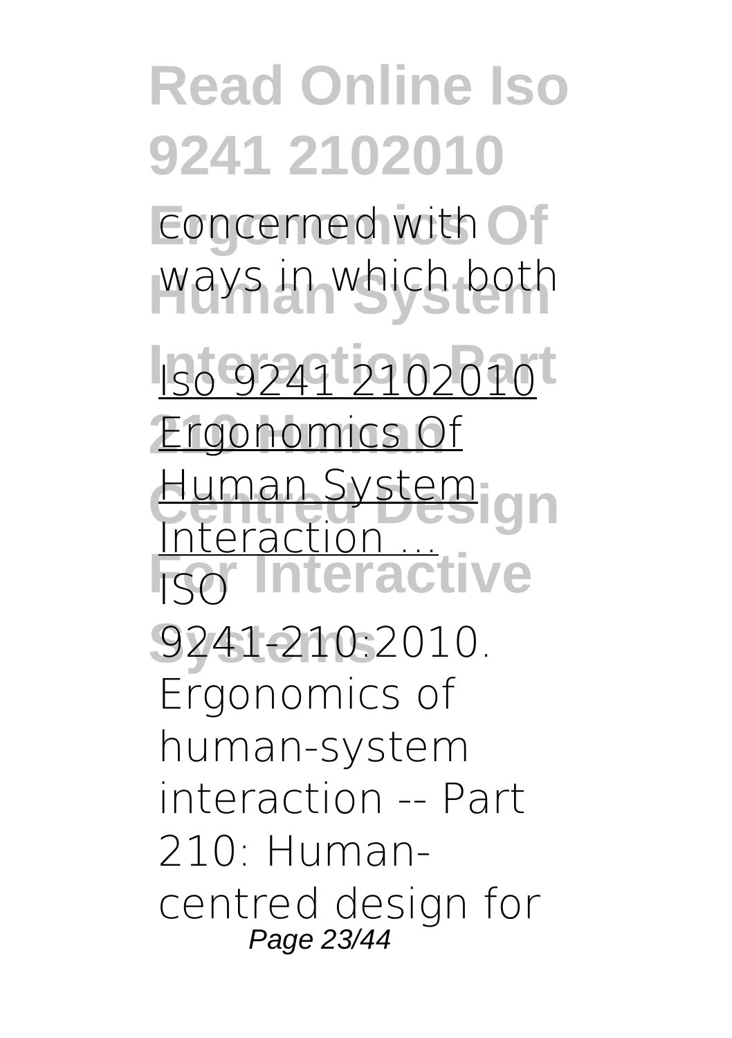concerned with ways in which both

Iso 9241 2102010 Ergonomics Of Human System Interaction ...

ISO 9241-210:2010. Ergonomics of human-system interaction -- Part 210: Human-centred design for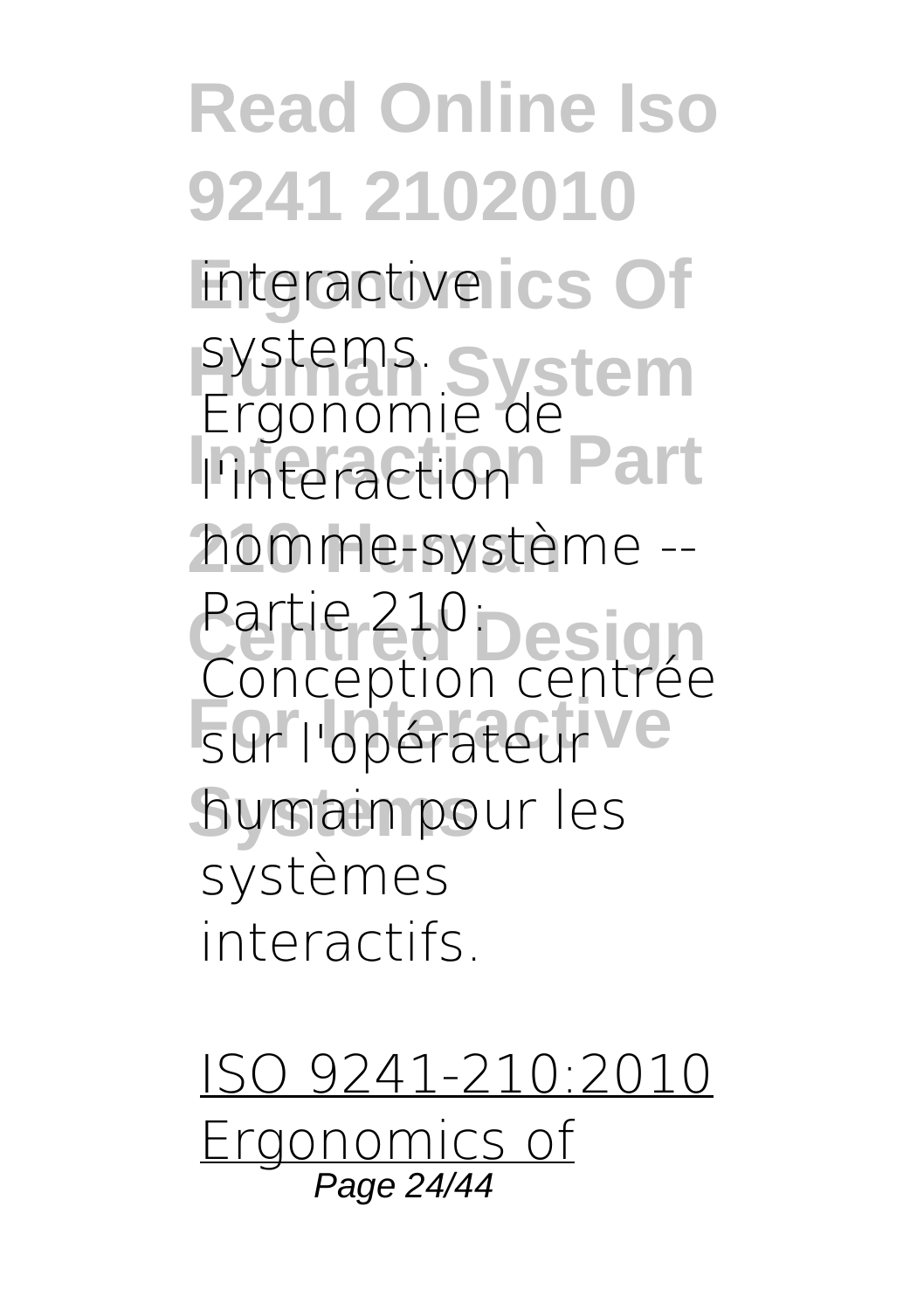interactive systems. Ergonomie de l'interaction homme-système -- Partie 210: Conception centrée sur l'opérateur humain pour les systèmes interactifs.

ISO 9241-210:2010 Ergonomics of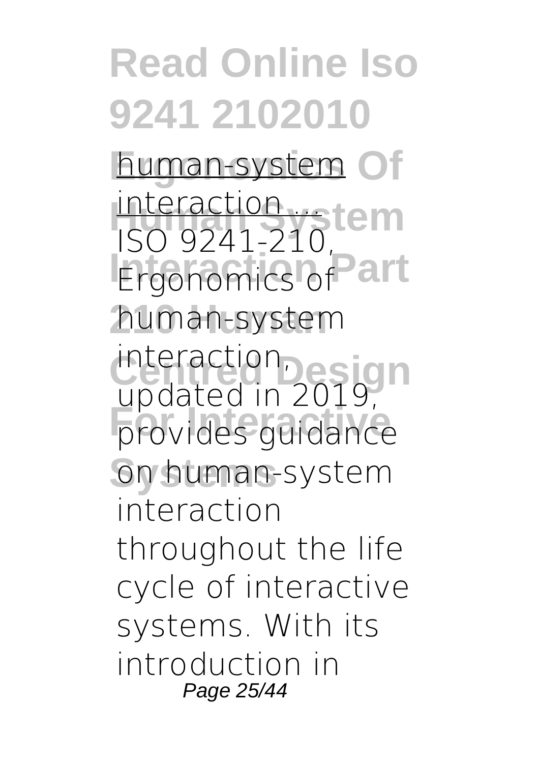human-system interaction ...

ISO 9241-210, Ergonomics of human-system interaction, updated in 2019, provides guidance on human-system interaction throughout the life cycle of interactive systems. With its introduction in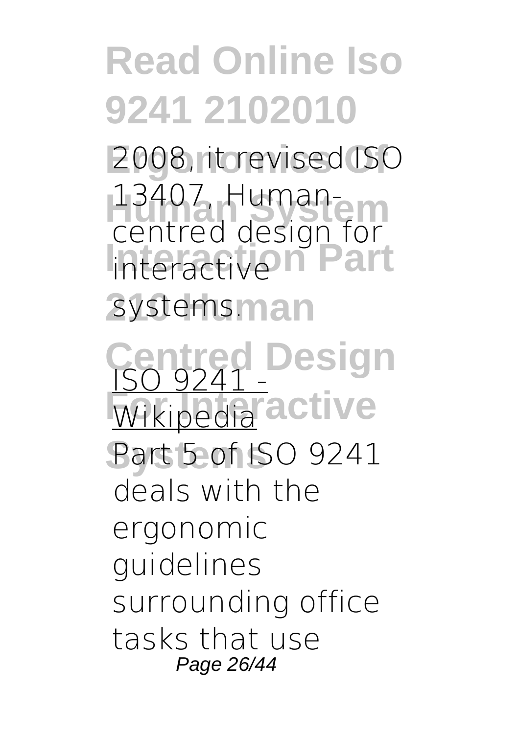2008, it revised ISO 13407, Human-centred design for interactive systems.

ISO 9241 - Wikipedia

Part 5 of ISO 9241 deals with the ergonomic guidelines surrounding office tasks that use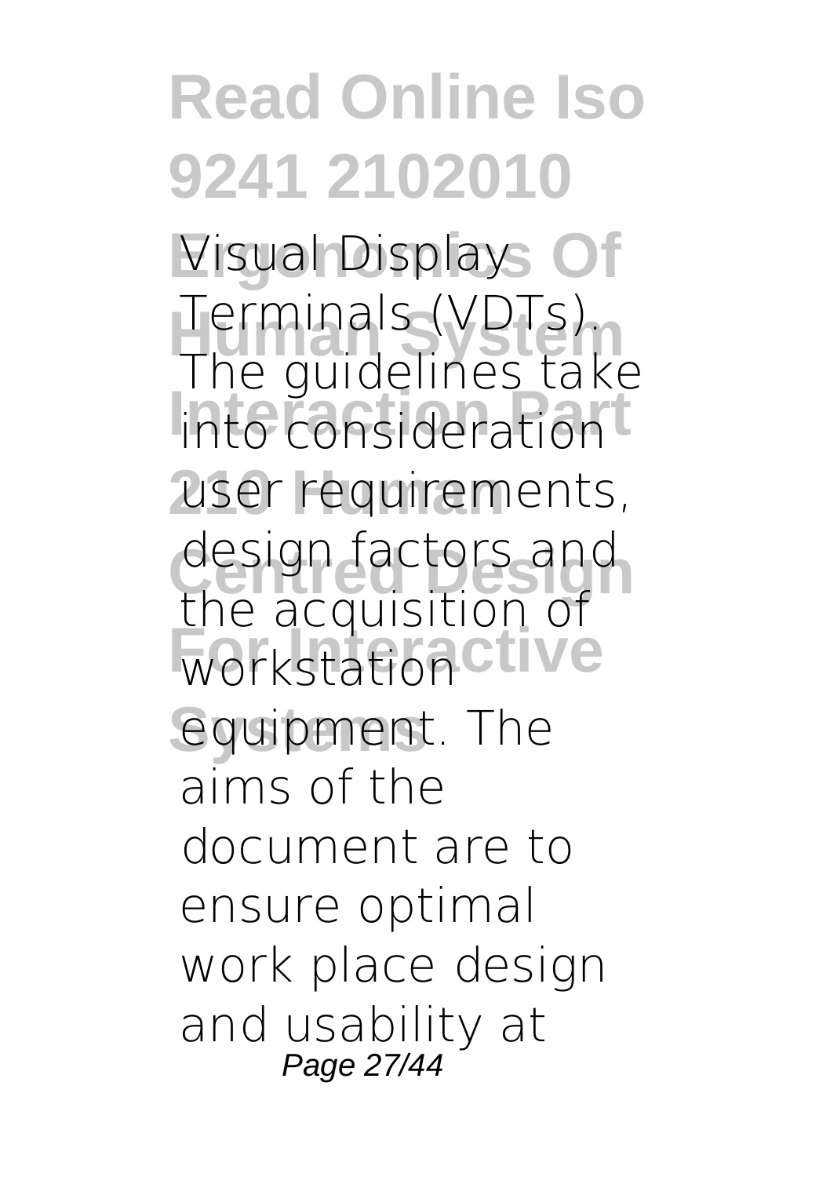Visual Display Terminals (VDTs). The guidelines take into consideration user requirements, design factors and the acquisition of workstation equipment. The aims of the document are to ensure optimal work place design and usability at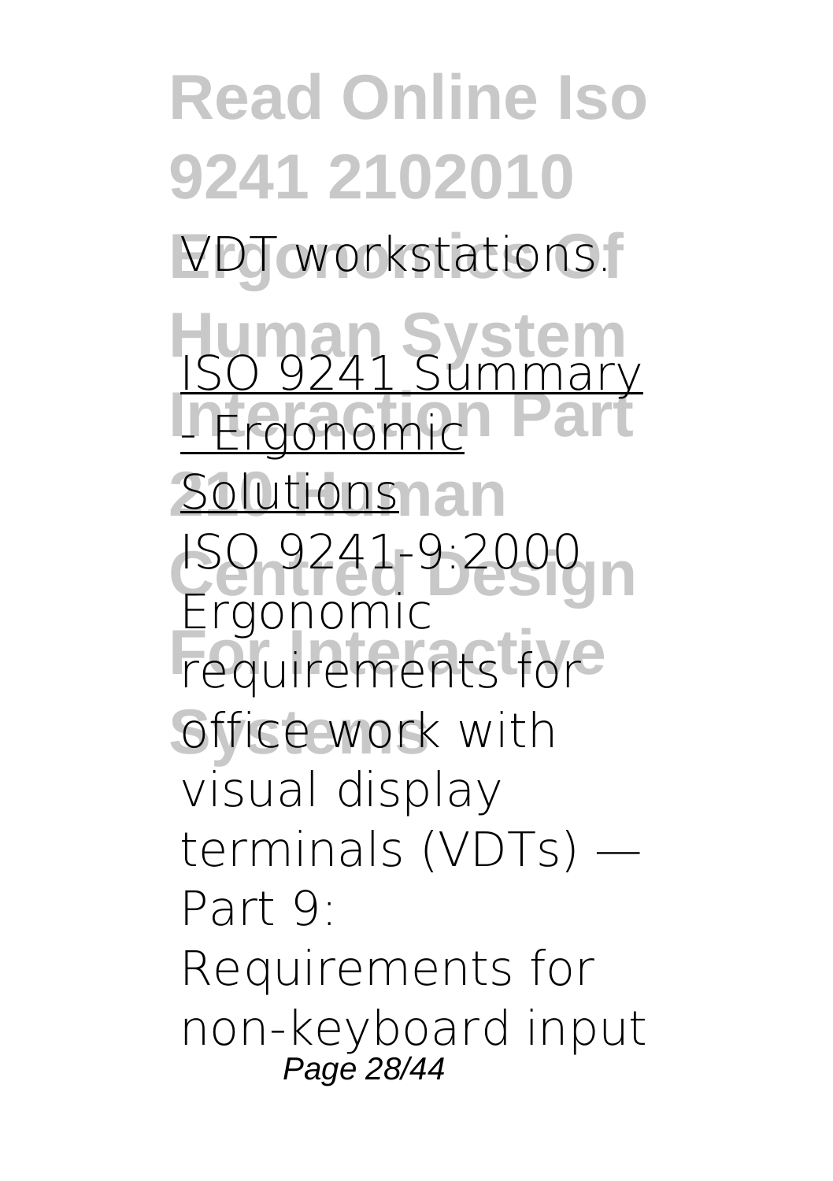VDT workstations.

ISO 9241 Summary - Ergonomic Solutions

ISO 9241-9:2000 Ergonomic requirements for office work with visual display terminals (VDTs) — Part 9: Requirements for non-keyboard input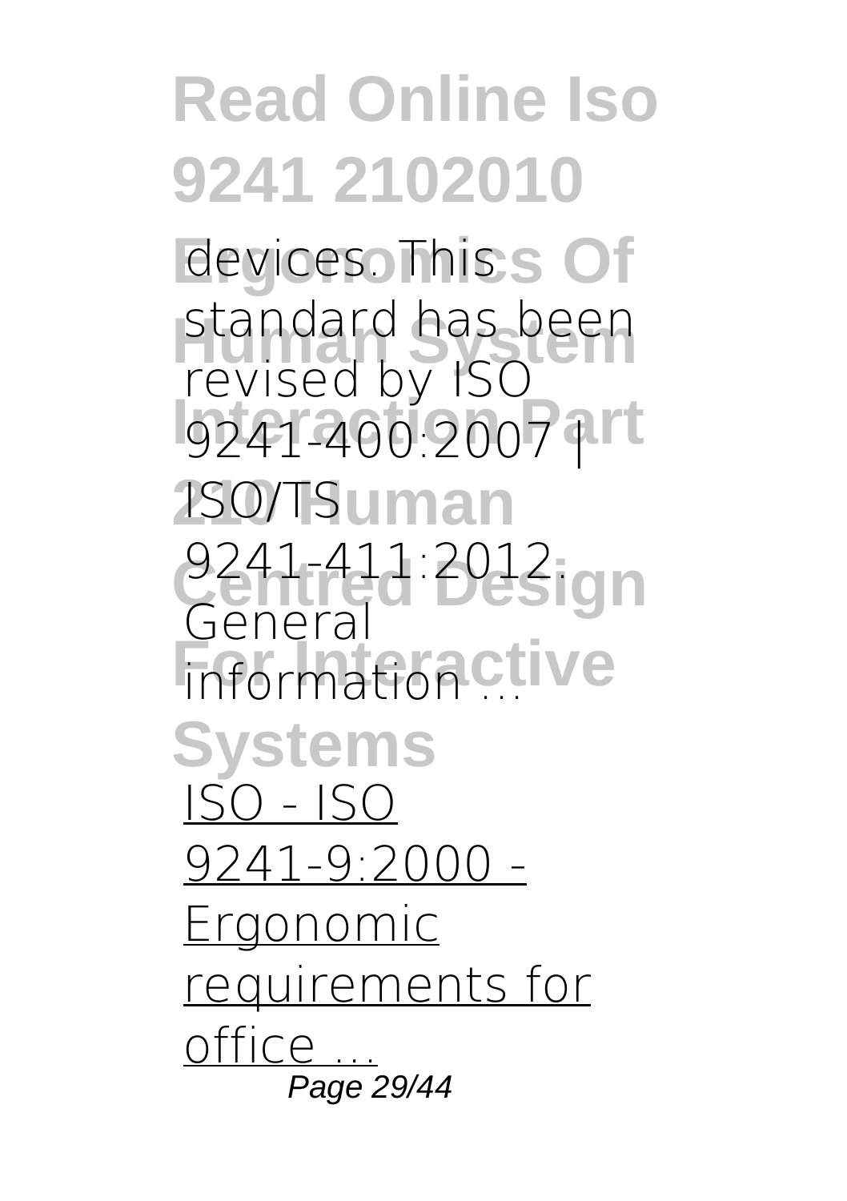devices. This standard has been revised by ISO 9241-400:2007 | ISO/TS 9241-411:2012. General information ...

ISO - ISO 9241-9:2000 - Ergonomic requirements for office ...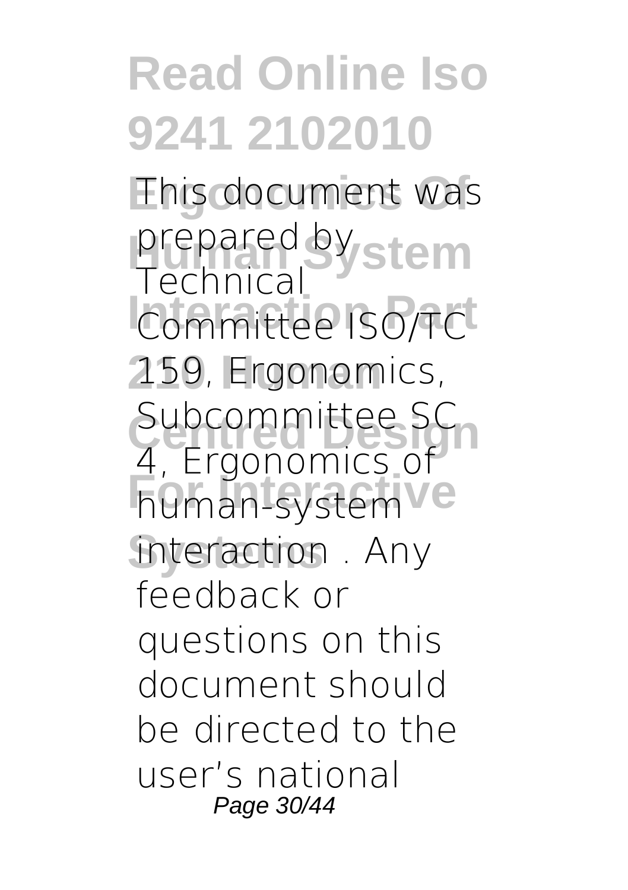This document was prepared by Technical Committee ISO/TC 159, Ergonomics, Subcommittee SC 4, Ergonomics of human-system interaction . Any feedback or questions on this document should be directed to the user's national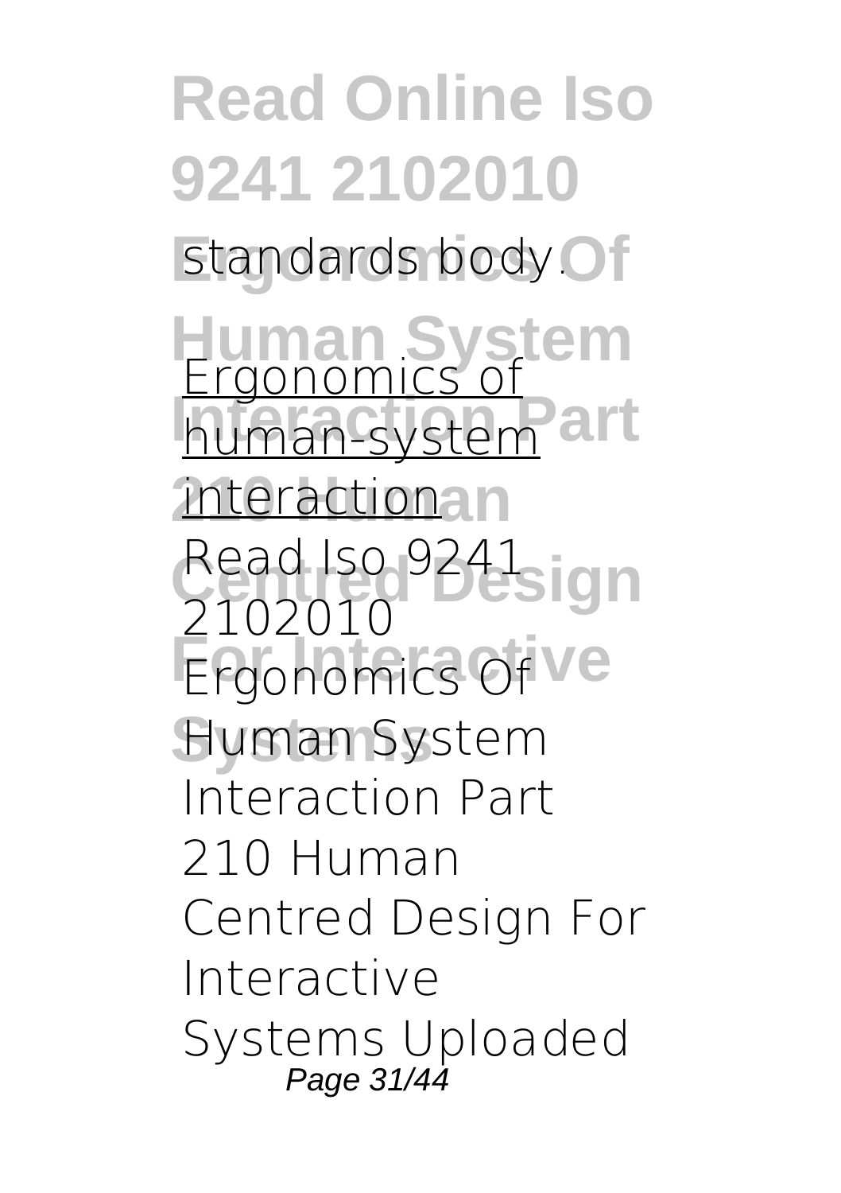standards body.

Ergonomics of human-system interaction

Read Iso 9241 2102010 Ergonomics Of Human System Interaction Part 210 Human Centred Design For Interactive Systems Uploaded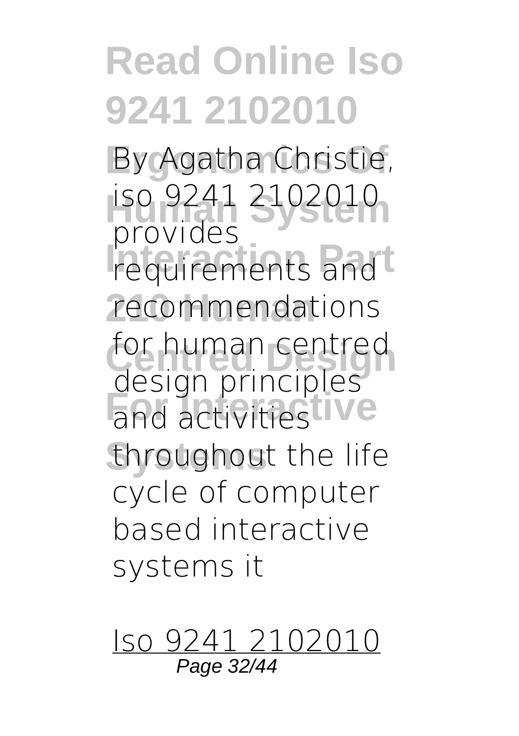By Agatha Christie, iso 9241 2102010 provides requirements and recommendations for human centred design principles and activities throughout the life cycle of computer based interactive systems it

Iso 9241 2102010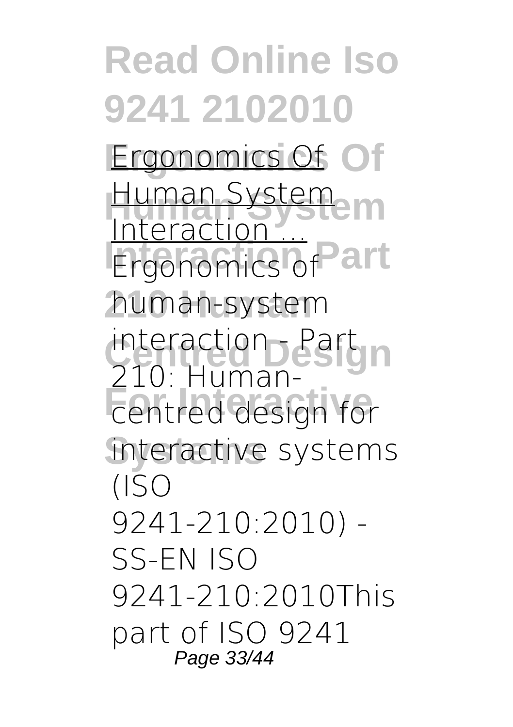Ergonomics Of Human System Interaction ...

Ergonomics of human-system interaction - Part 210: Human-centred design for interactive systems (ISO 9241-210:2010) - SS-EN ISO 9241-210:2010This part of ISO 9241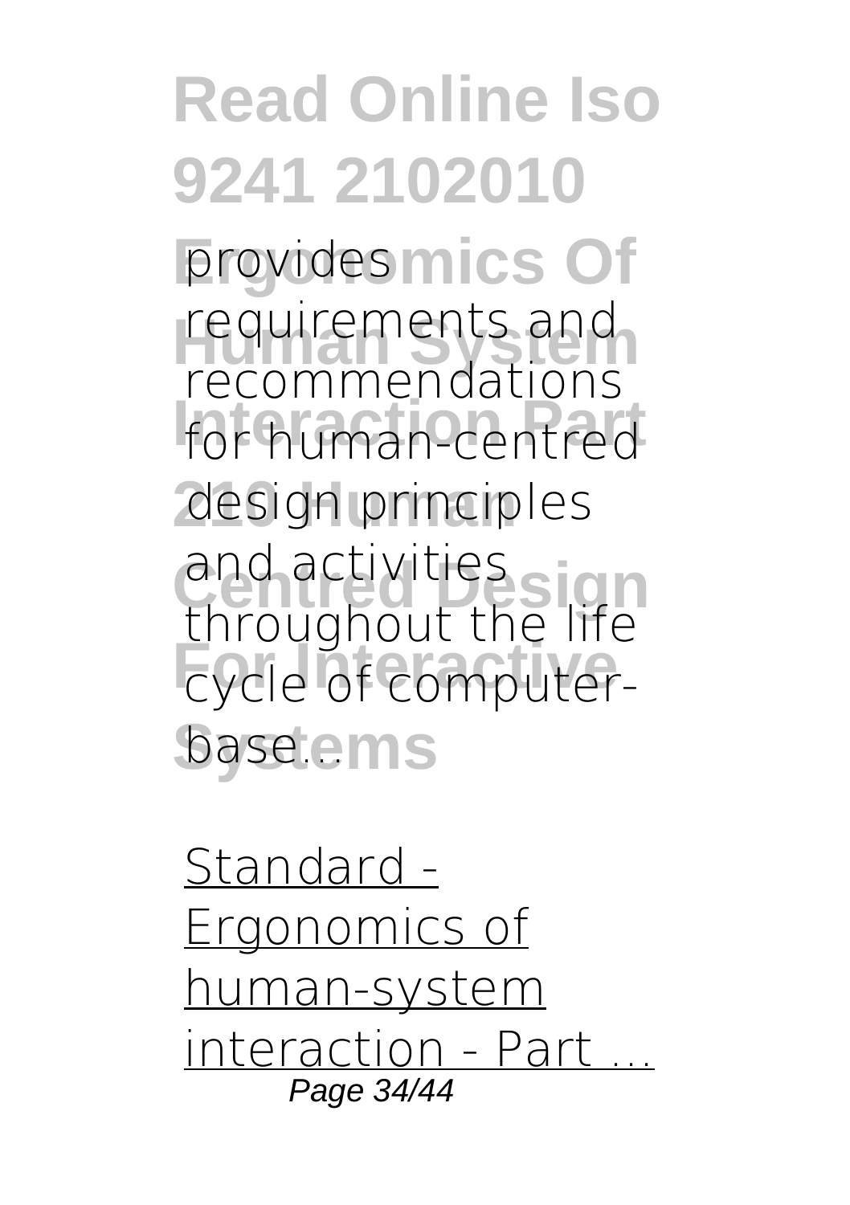provides requirements and recommendations for human-centred design principles and activities throughout the life cycle of computer-base...

Standard - Ergonomics of human-system interaction - Part ...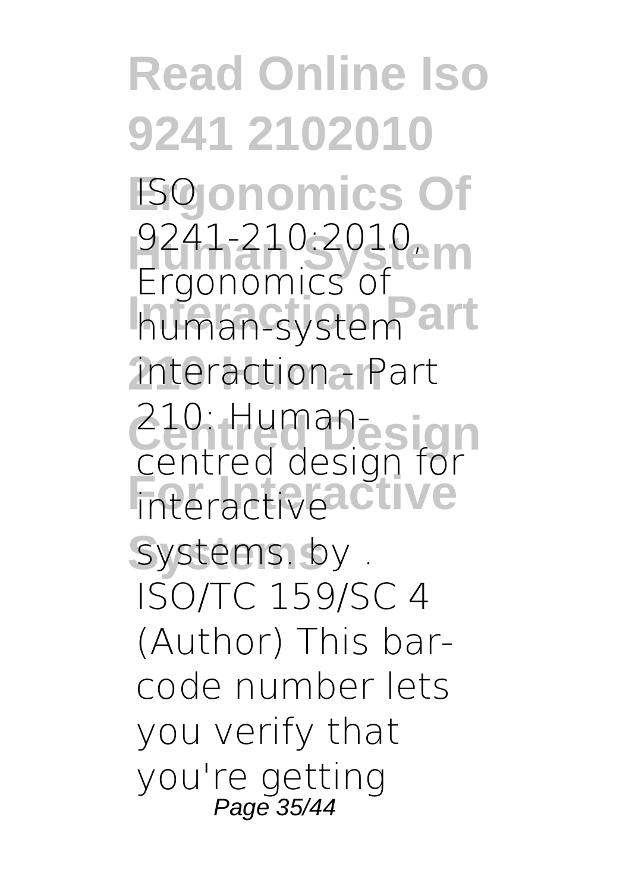ISO 9241-210:2010, Ergonomics of human-system interaction – Part 210: Human-centred design for interactive systems. by . ISO/TC 159/SC 4 (Author) This bar-code number lets you verify that you're getting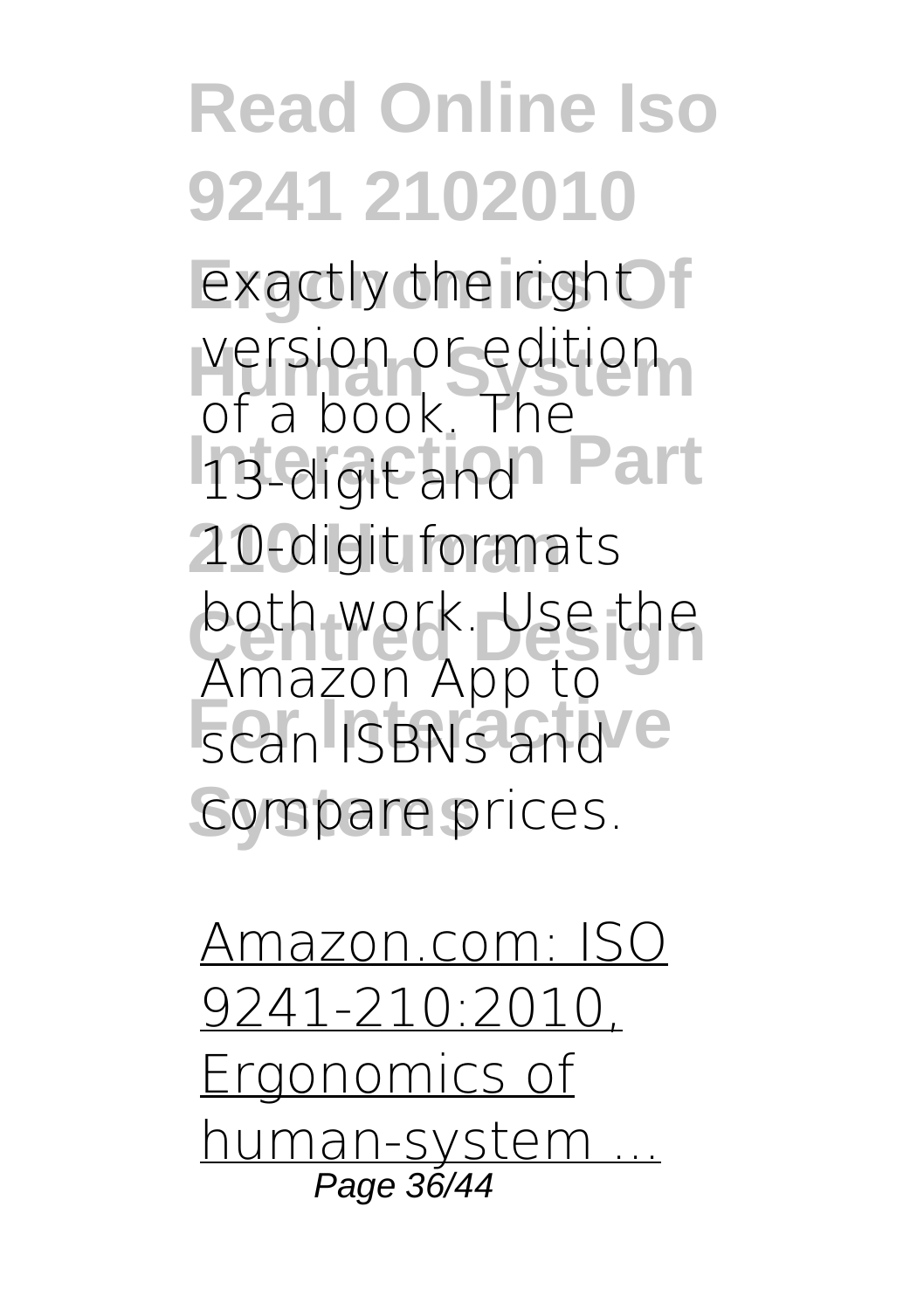exactly the right version or edition of a book. The 13-digit and 10-digit formats both work. Use the Amazon App to scan ISBNs and compare prices.

Amazon.com: ISO 9241-210:2010, Ergonomics of human-system ...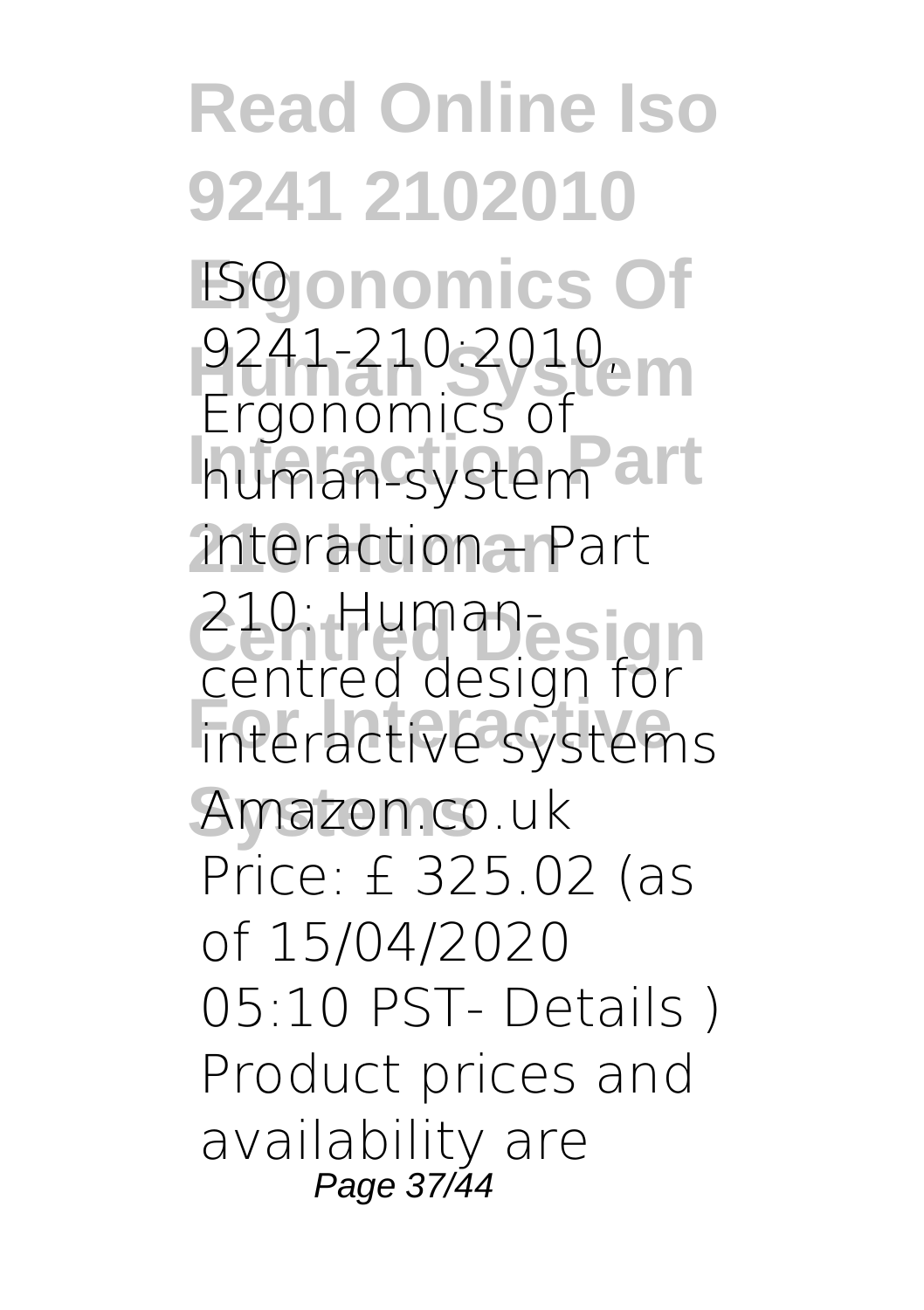ISO 9241-210:2010, Ergonomics of human-system interaction – Part 210: Human-centred design for interactive systems Amazon.co.uk Price: £ 325.02 (as of 15/04/2020 05:10 PST- Details ) Product prices and availability are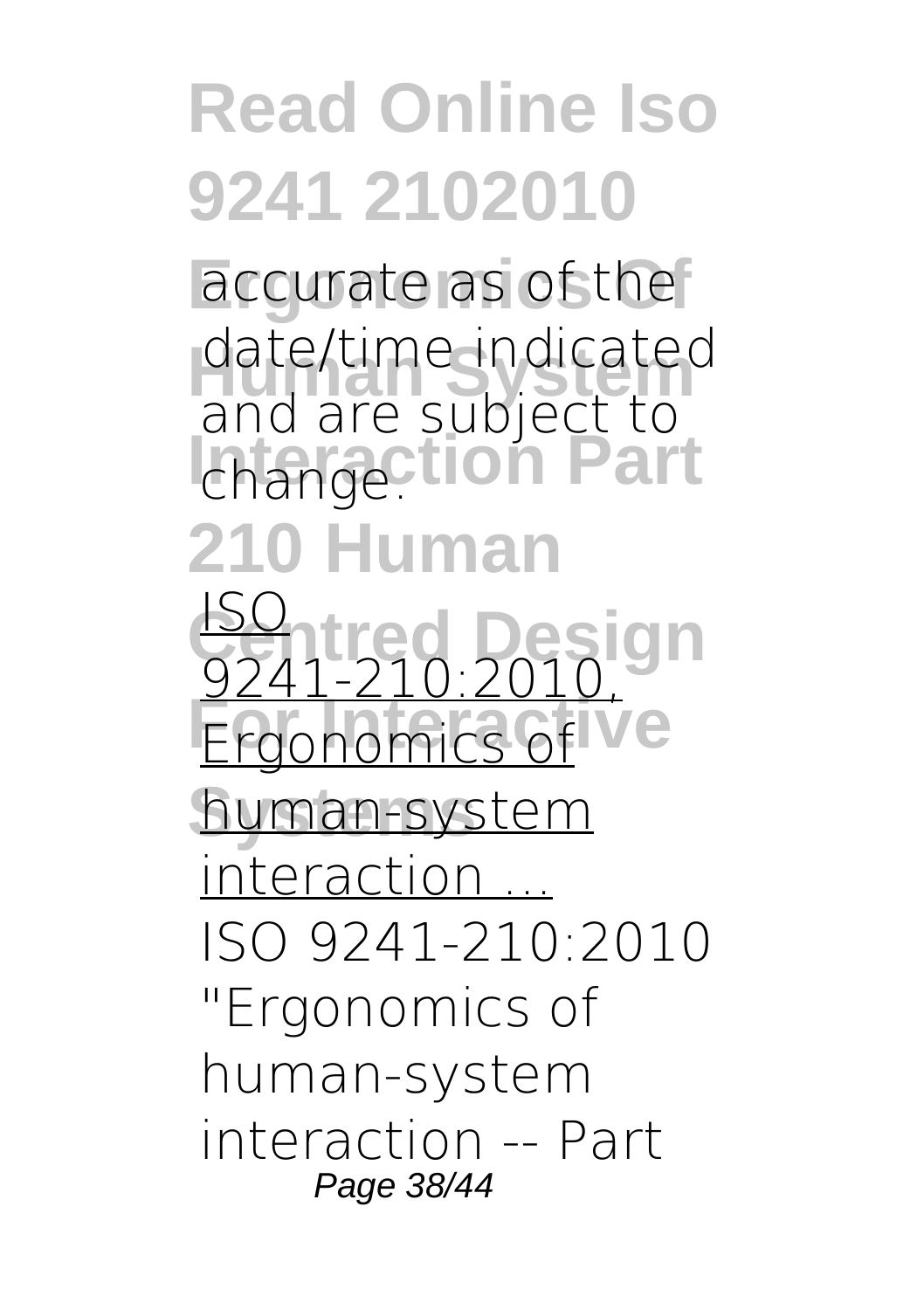accurate as of the date/time indicated and are subject to change.

ISO 9241-210:2010, Ergonomics of human-system interaction ...

ISO 9241-210:2010 "Ergonomics of human-system interaction -- Part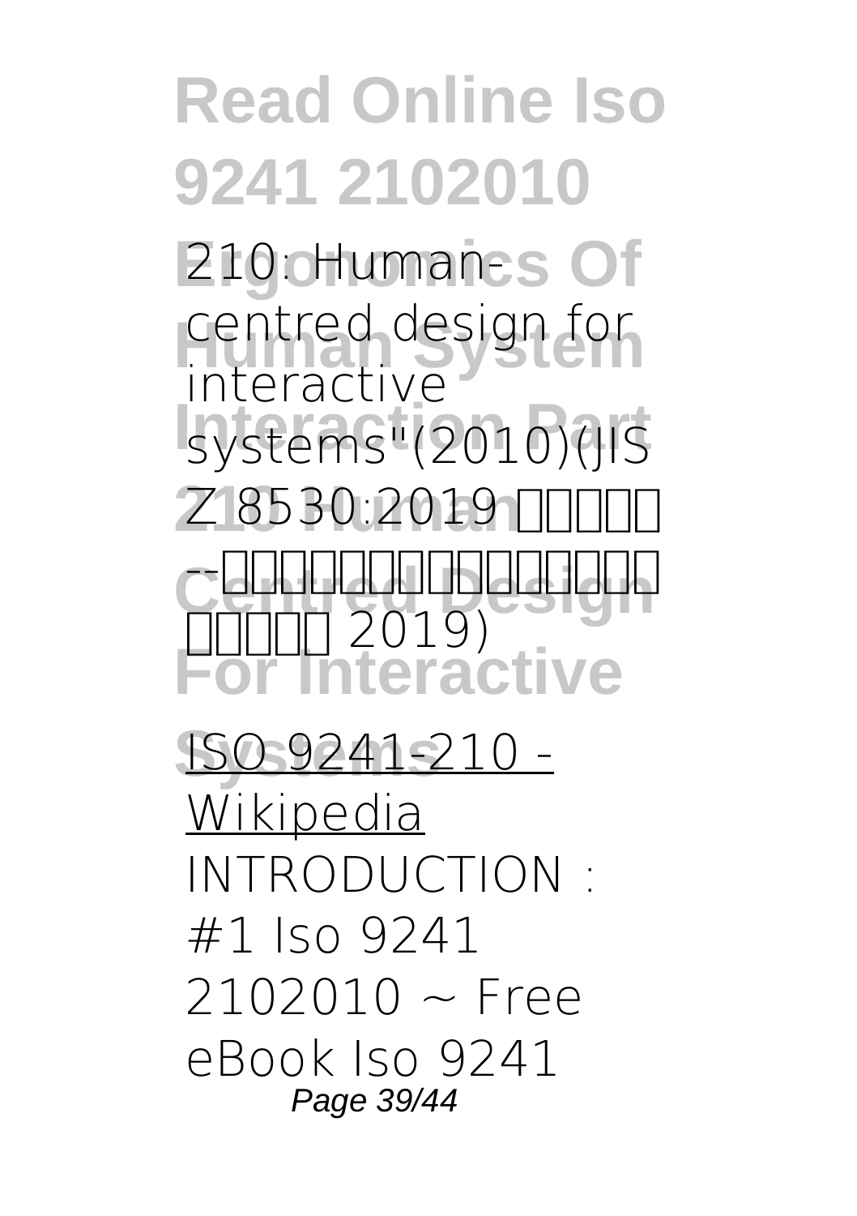210: Human-centred design for interactive systems"(2010)(JIS Z 8530:2019 □□□□□ --□□□□□□□□□□□□□□□□□ □□□□□ 2019)

ISO 9241-210 - Wikipedia

INTRODUCTION : #1 Iso 9241 2102010 ~ Free eBook Iso 9241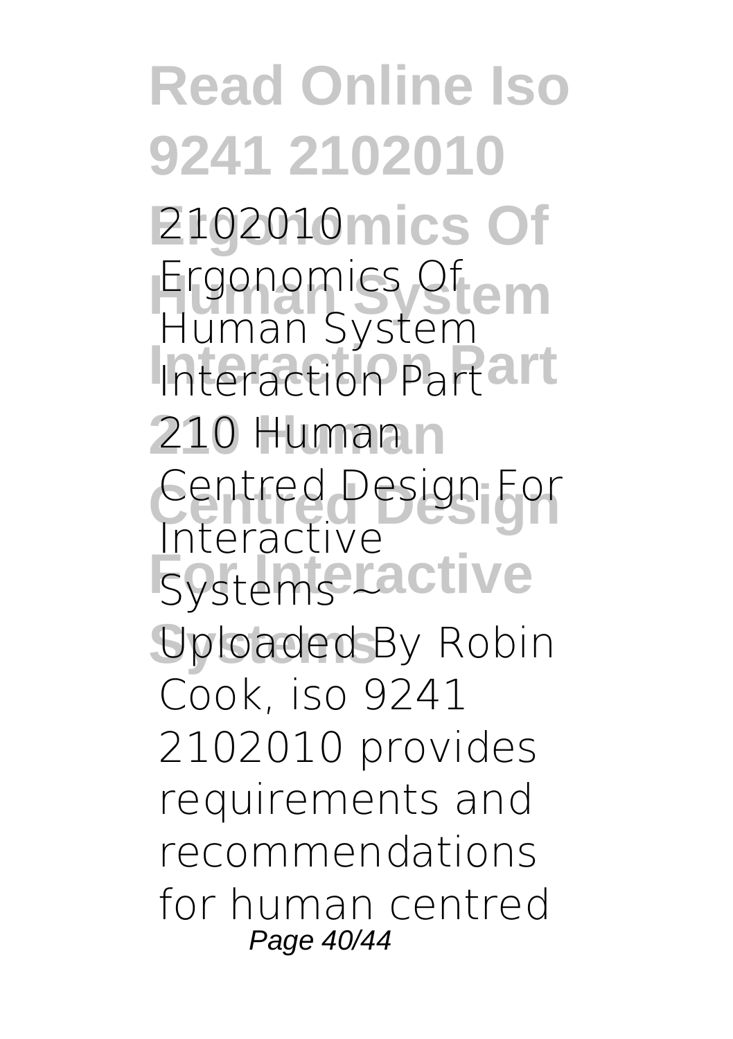2102010 Ergonomics Of Human System Interaction Part 210 Human Centred Design For Interactive Systems ~ Uploaded By Robin Cook, iso 9241 2102010 provides requirements and recommendations for human centred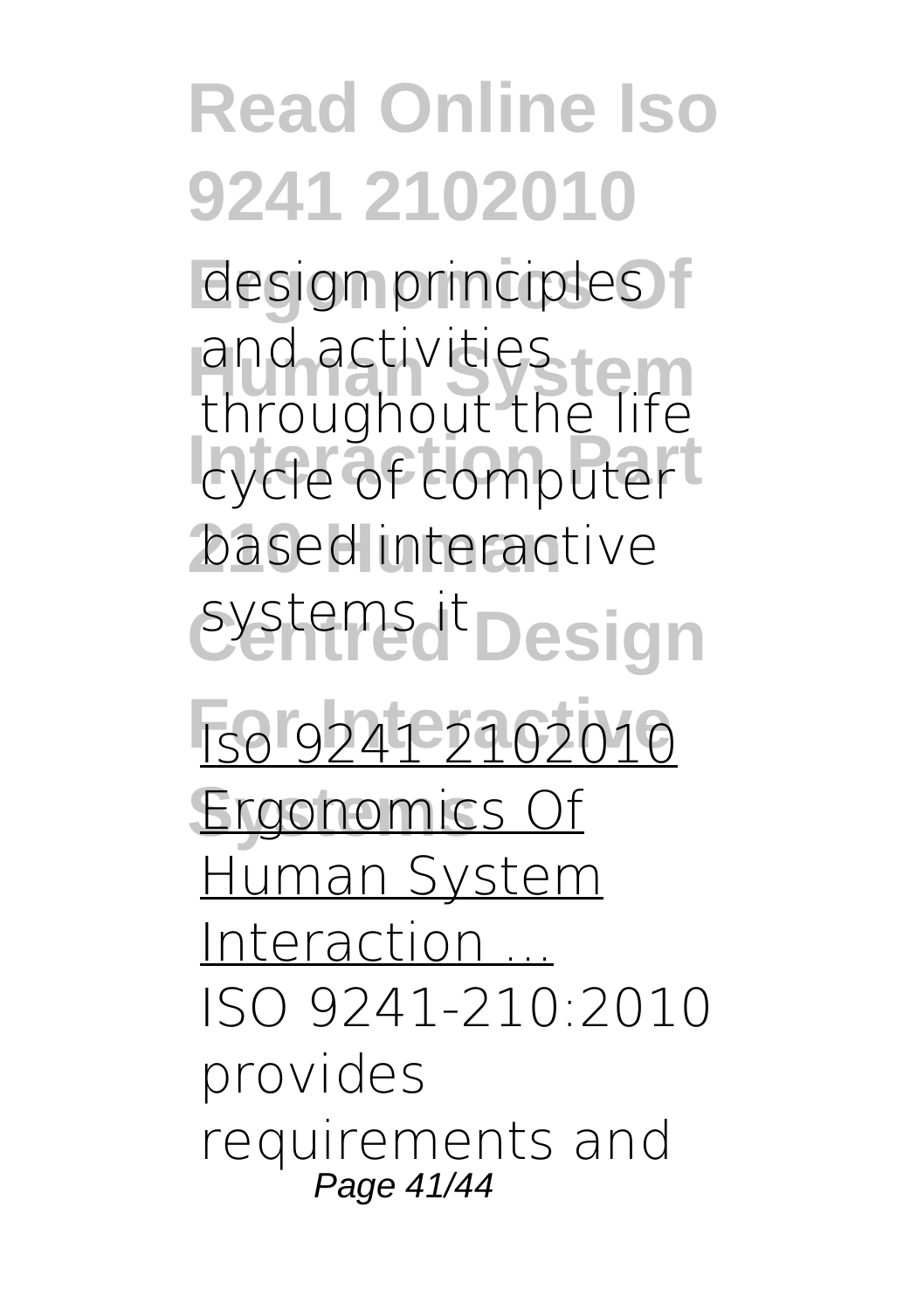design principles and activities throughout the life cycle of computer based interactive systems it

Iso 9241 2102010 Ergonomics Of Human System Interaction ...

ISO 9241-210:2010 provides requirements and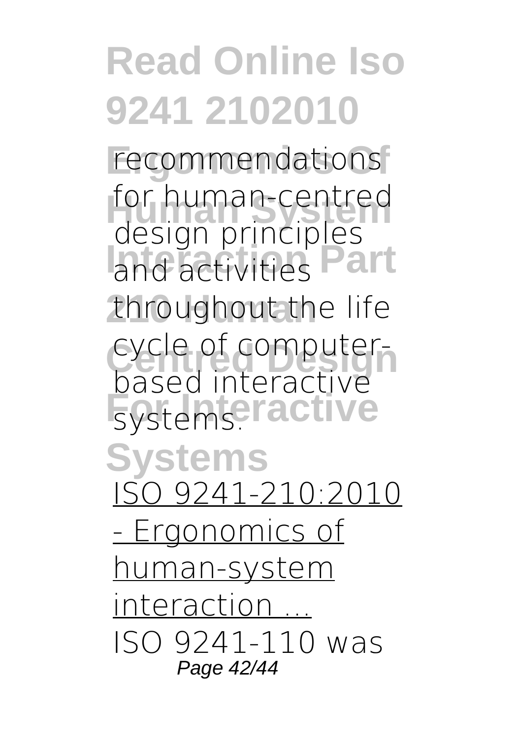recommendations for human-centred design principles and activities throughout the life cycle of computer-based interactive systems.

ISO 9241-210:2010 - Ergonomics of human-system interaction ...

ISO 9241-110 was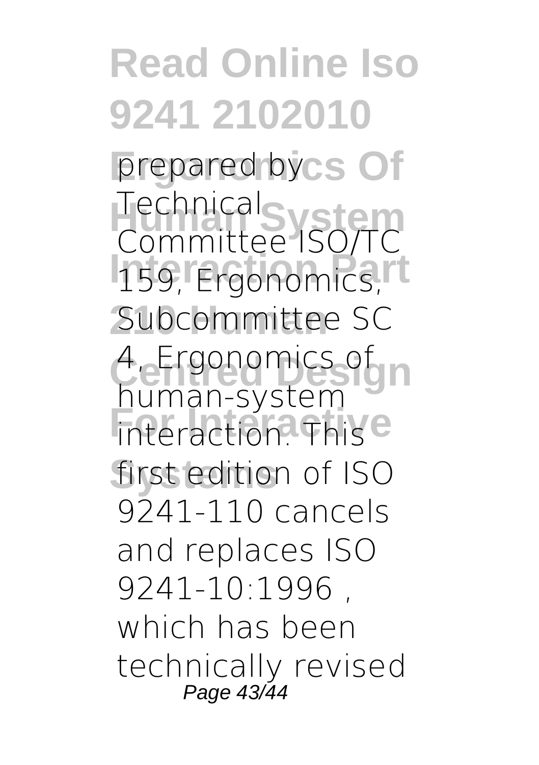prepared by Technical Committee ISO/TC 159, Ergonomics, Subcommittee SC 4, Ergonomics of human-system interaction. This first edition of ISO 9241-110 cancels and replaces ISO 9241-10:1996 , which has been technically revised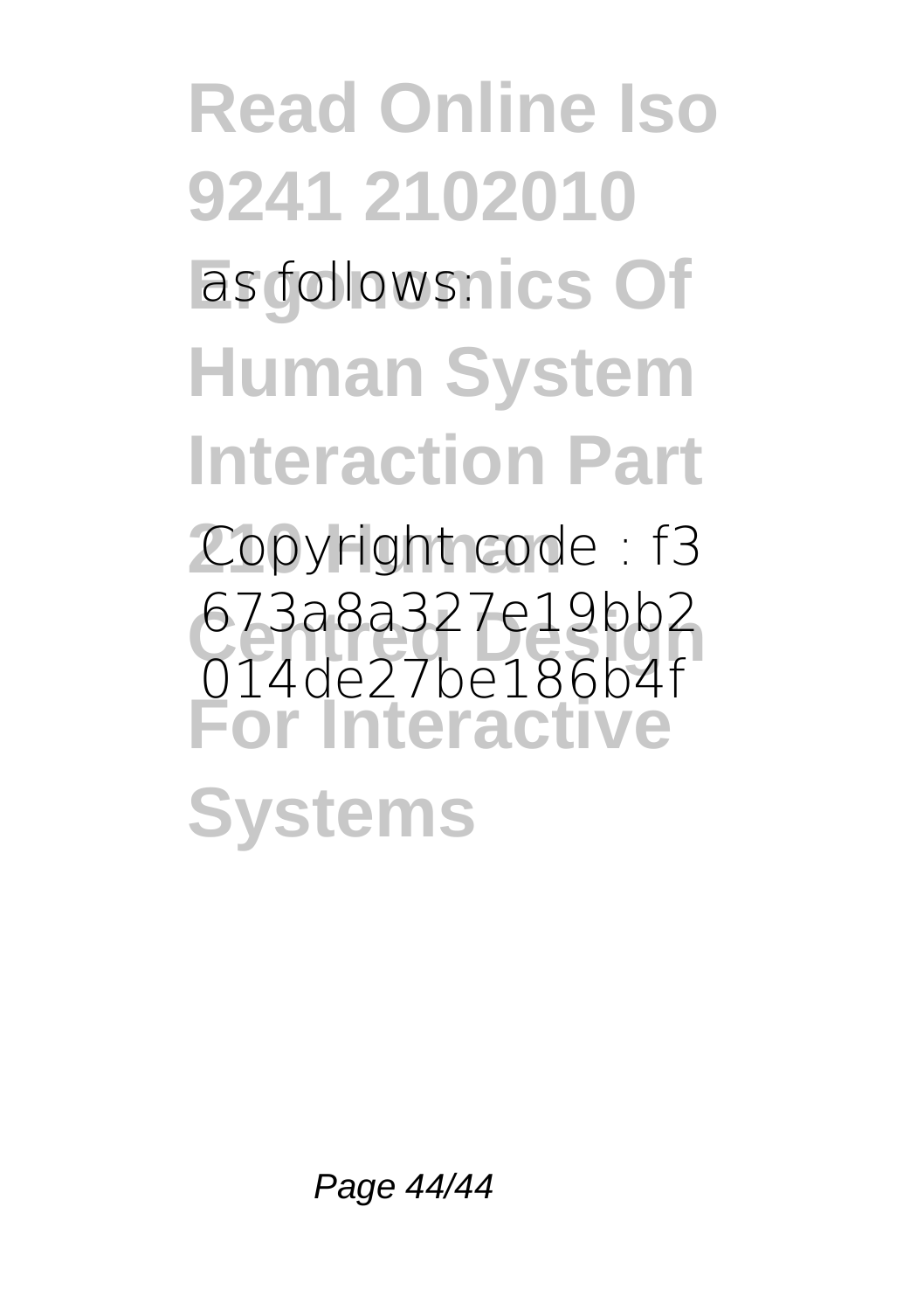as follows:

Copyright code : f3673a8a327e19bb2014de27be186b4f